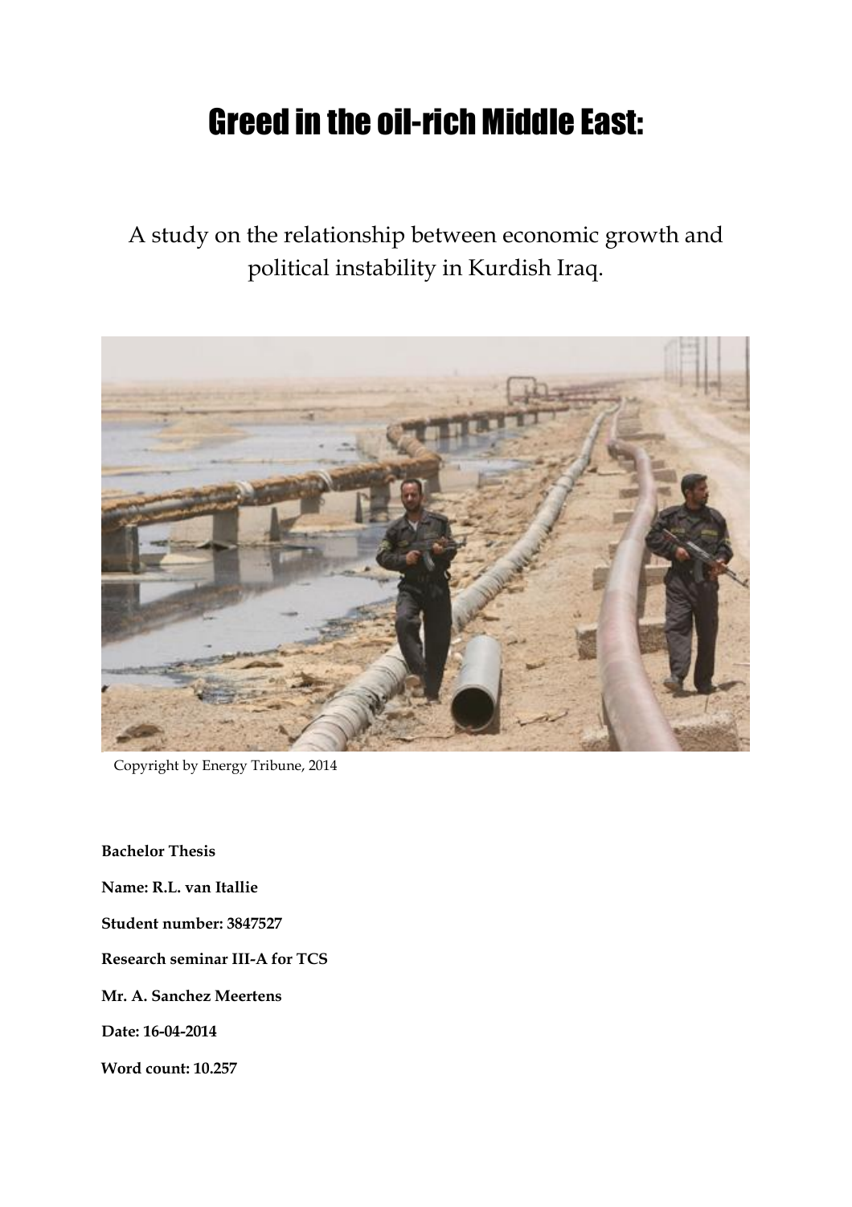# Greed in the oil-rich Middle East:

A study on the relationship between economic growth and political instability in Kurdish Iraq.

Copyright by Energy Tribune, 2014

**Bachelor Thesis**

**Name: R.L. van Itallie**

**Student number: 3847527**

**Research seminar III-A for TCS**

**Mr. A. Sanchez Meertens**

**Date: 16-04-2014**

**Word count: 10.257**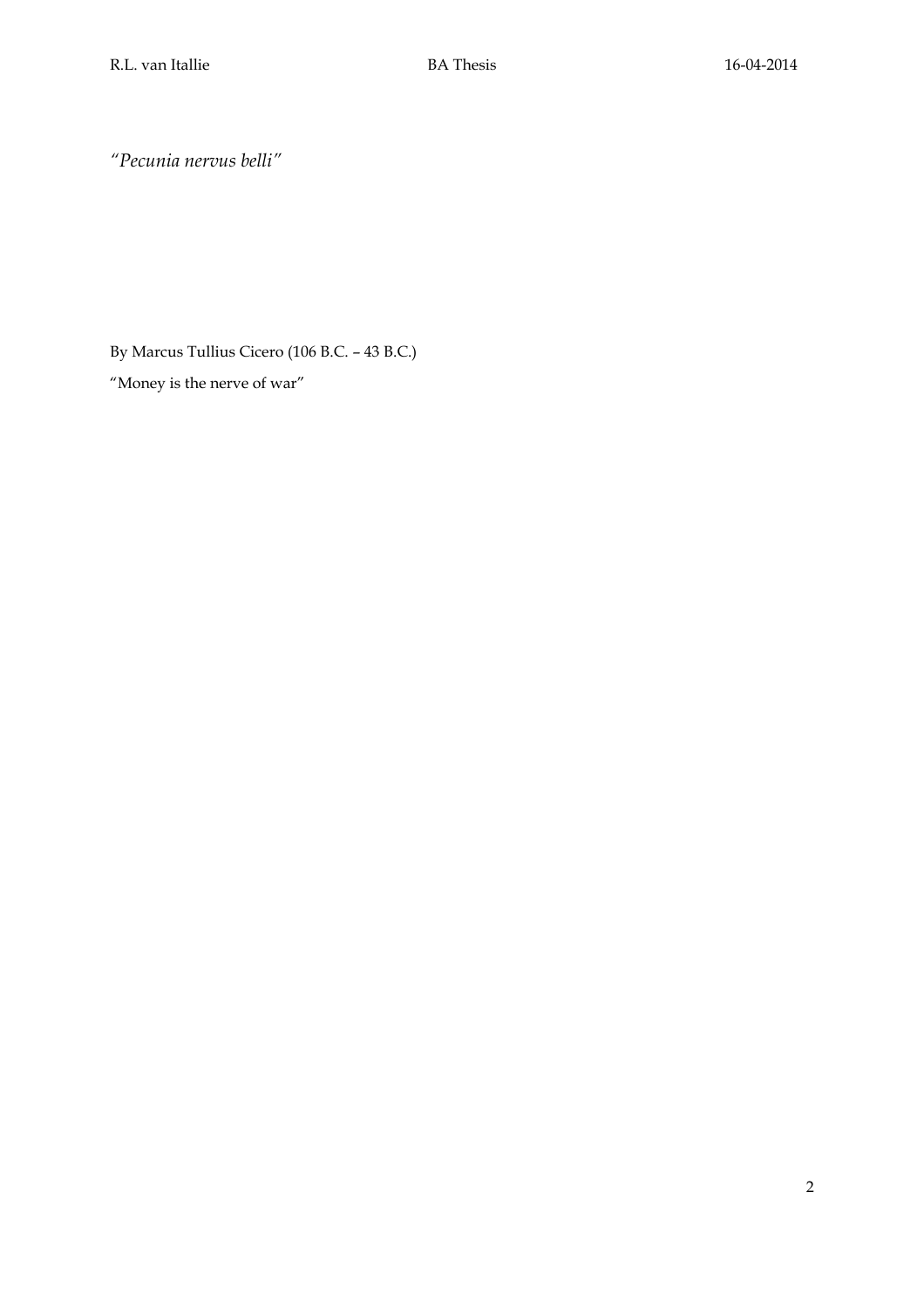*"Pecunia nervus belli"*

By Marcus Tullius Cicero (106 B.C. – 43 B.C.)

"Money is the nerve of war"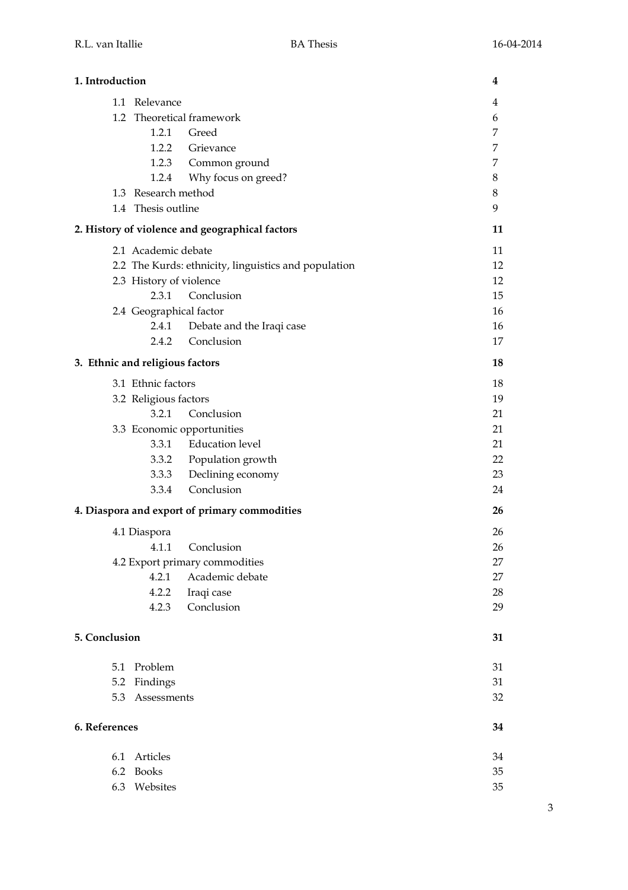| | |
|---|---|
| **1. Introduction** | **4** |
| 1.1 Relevance | 4 |
| 1.2 Theoretical framework | 6 |
| 1.2.1 Greed | 7 |
| 1.2.2 Grievance | 7 |
| 1.2.3 Common ground | 7 |
| 1.2.4 Why focus on greed? | 8 |
| 1.3 Research method | 8 |
| 1.4 Thesis outline | 9 |
| **2. History of violence and geographical factors** | **11** |
| 2.1 Academic debate | 11 |
| 2.2 The Kurds: ethnicity, linguistics and population | 12 |
| 2.3 History of violence | 12 |
| 2.3.1 Conclusion | 15 |
| 2.4 Geographical factor | 16 |
| 2.4.1 Debate and the Iraqi case | 16 |
| 2.4.2 Conclusion | 17 |
| **3. Ethnic and religious factors** | **18** |
| 3.1 Ethnic factors | 18 |
| 3.2 Religious factors | 19 |
| 3.2.1 Conclusion | 21 |
| 3.3 Economic opportunities | 21 |
| 3.3.1 Education level | 21 |
| 3.3.2 Population growth | 22 |
| 3.3.3 Declining economy | 23 |
| 3.3.4 Conclusion | 24 |
| **4. Diaspora and export of primary commodities** | **26** |
| 4.1 Diaspora | 26 |
| 4.1.1 Conclusion | 26 |
| 4.2 Export primary commodities | 27 |
| 4.2.1 Academic debate | 27 |
| 4.2.2 Iraqi case | 28 |
| 4.2.3 Conclusion | 29 |
| **5. Conclusion** | **31** |
| 5.1 Problem | 31 |
| 5.2 Findings | 31 |
| 5.3 Assessments | 32 |
| **6. References** | **34** |
| 6.1 Articles | 34 |
| 6.2 Books | 35 |
| 6.3 Websites | 35 |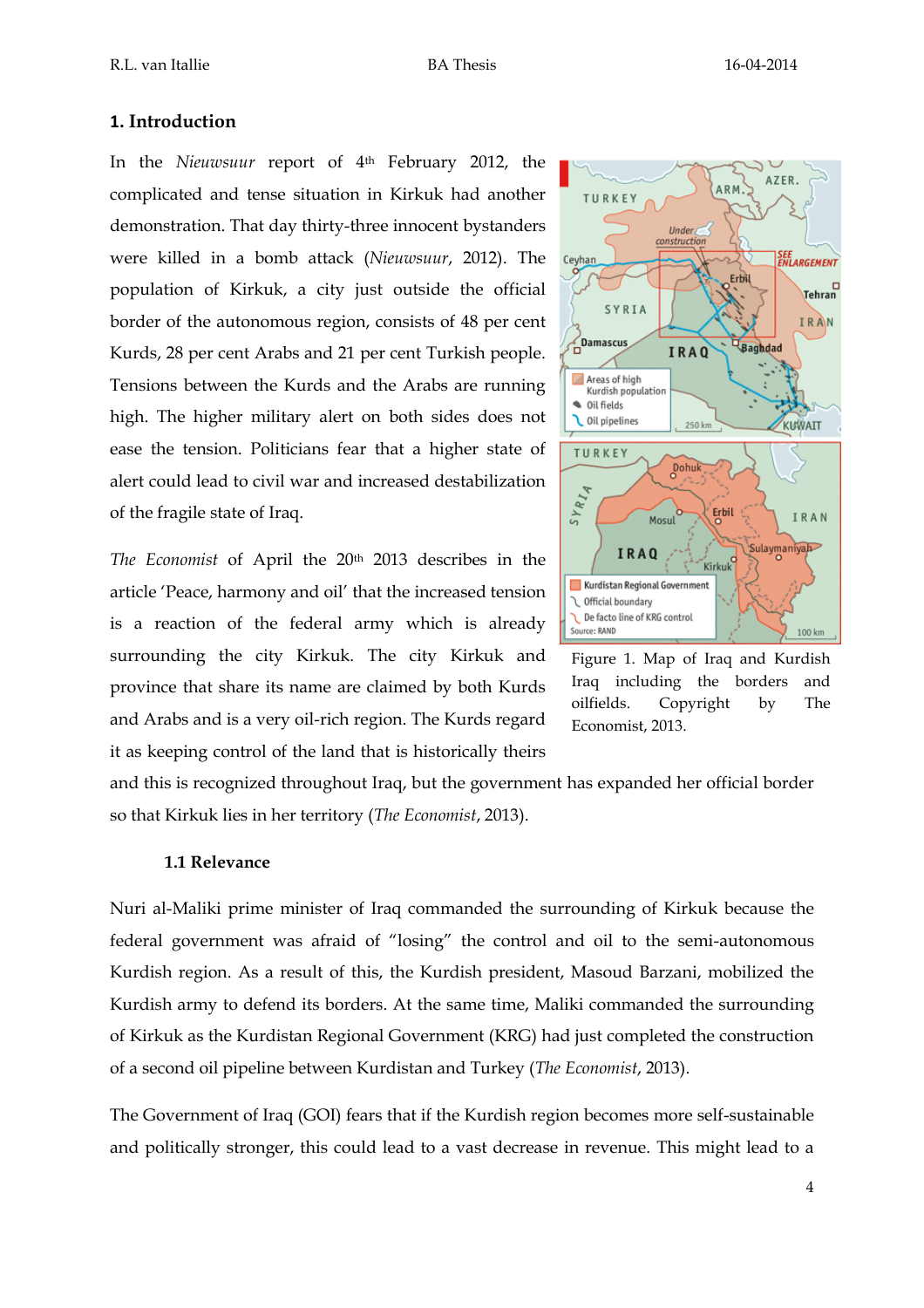## 1. Introduction

In the *Nieuwsuur* report of 4th February 2012, the complicated and tense situation in Kirkuk had another demonstration. That day thirty-three innocent bystanders were killed in a bomb attack (*Nieuwsuur*, 2012). The population of Kirkuk, a city just outside the official border of the autonomous region, consists of 48 per cent Kurds, 28 per cent Arabs and 21 per cent Turkish people. Tensions between the Kurds and the Arabs are running high. The higher military alert on both sides does not ease the tension. Politicians fear that a higher state of alert could lead to civil war and increased destabilization of the fragile state of Iraq.

*The Economist* of April the 20th 2013 describes in the article 'Peace, harmony and oil' that the increased tension is a reaction of the federal army which is already surrounding the city Kirkuk. The city Kirkuk and province that share its name are claimed by both Kurds and Arabs and is a very oil-rich region. The Kurds regard it as keeping control of the land that is historically theirs and this is recognized throughout Iraq, but the government has expanded her official border so that Kirkuk lies in her territory (*The Economist*, 2013).

Figure 1. Map of Iraq and Kurdish Iraq including the borders and oilfields. Copyright by The Economist, 2013.

### 1.1 Relevance

Nuri al-Maliki prime minister of Iraq commanded the surrounding of Kirkuk because the federal government was afraid of "losing" the control and oil to the semi-autonomous Kurdish region. As a result of this, the Kurdish president, Masoud Barzani, mobilized the Kurdish army to defend its borders. At the same time, Maliki commanded the surrounding of Kirkuk as the Kurdistan Regional Government (KRG) had just completed the construction of a second oil pipeline between Kurdistan and Turkey (*The Economist*, 2013).

The Government of Iraq (GOI) fears that if the Kurdish region becomes more self-sustainable and politically stronger, this could lead to a vast decrease in revenue. This might lead to a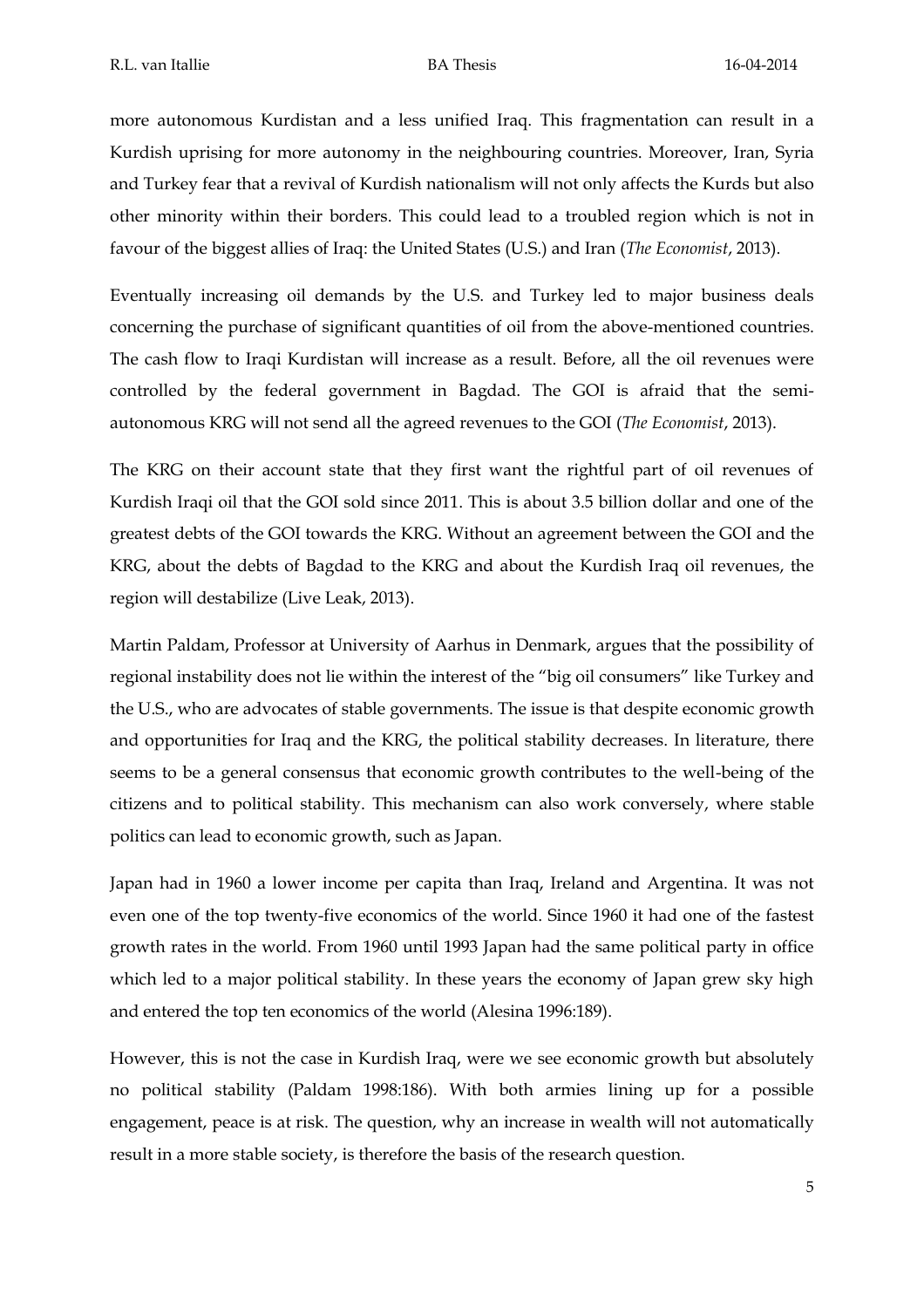more autonomous Kurdistan and a less unified Iraq. This fragmentation can result in a Kurdish uprising for more autonomy in the neighbouring countries. Moreover, Iran, Syria and Turkey fear that a revival of Kurdish nationalism will not only affects the Kurds but also other minority within their borders. This could lead to a troubled region which is not in favour of the biggest allies of Iraq: the United States (U.S.) and Iran (*The Economist*, 2013).

Eventually increasing oil demands by the U.S. and Turkey led to major business deals concerning the purchase of significant quantities of oil from the above-mentioned countries. The cash flow to Iraqi Kurdistan will increase as a result. Before, all the oil revenues were controlled by the federal government in Bagdad. The GOI is afraid that the semi-autonomous KRG will not send all the agreed revenues to the GOI (*The Economist*, 2013).

The KRG on their account state that they first want the rightful part of oil revenues of Kurdish Iraqi oil that the GOI sold since 2011. This is about 3.5 billion dollar and one of the greatest debts of the GOI towards the KRG. Without an agreement between the GOI and the KRG, about the debts of Bagdad to the KRG and about the Kurdish Iraq oil revenues, the region will destabilize (Live Leak, 2013).

Martin Paldam, Professor at University of Aarhus in Denmark, argues that the possibility of regional instability does not lie within the interest of the "big oil consumers" like Turkey and the U.S., who are advocates of stable governments. The issue is that despite economic growth and opportunities for Iraq and the KRG, the political stability decreases. In literature, there seems to be a general consensus that economic growth contributes to the well-being of the citizens and to political stability. This mechanism can also work conversely, where stable politics can lead to economic growth, such as Japan.

Japan had in 1960 a lower income per capita than Iraq, Ireland and Argentina. It was not even one of the top twenty-five economics of the world. Since 1960 it had one of the fastest growth rates in the world. From 1960 until 1993 Japan had the same political party in office which led to a major political stability. In these years the economy of Japan grew sky high and entered the top ten economics of the world (Alesina 1996:189).

However, this is not the case in Kurdish Iraq, were we see economic growth but absolutely no political stability (Paldam 1998:186). With both armies lining up for a possible engagement, peace is at risk. The question, why an increase in wealth will not automatically result in a more stable society, is therefore the basis of the research question.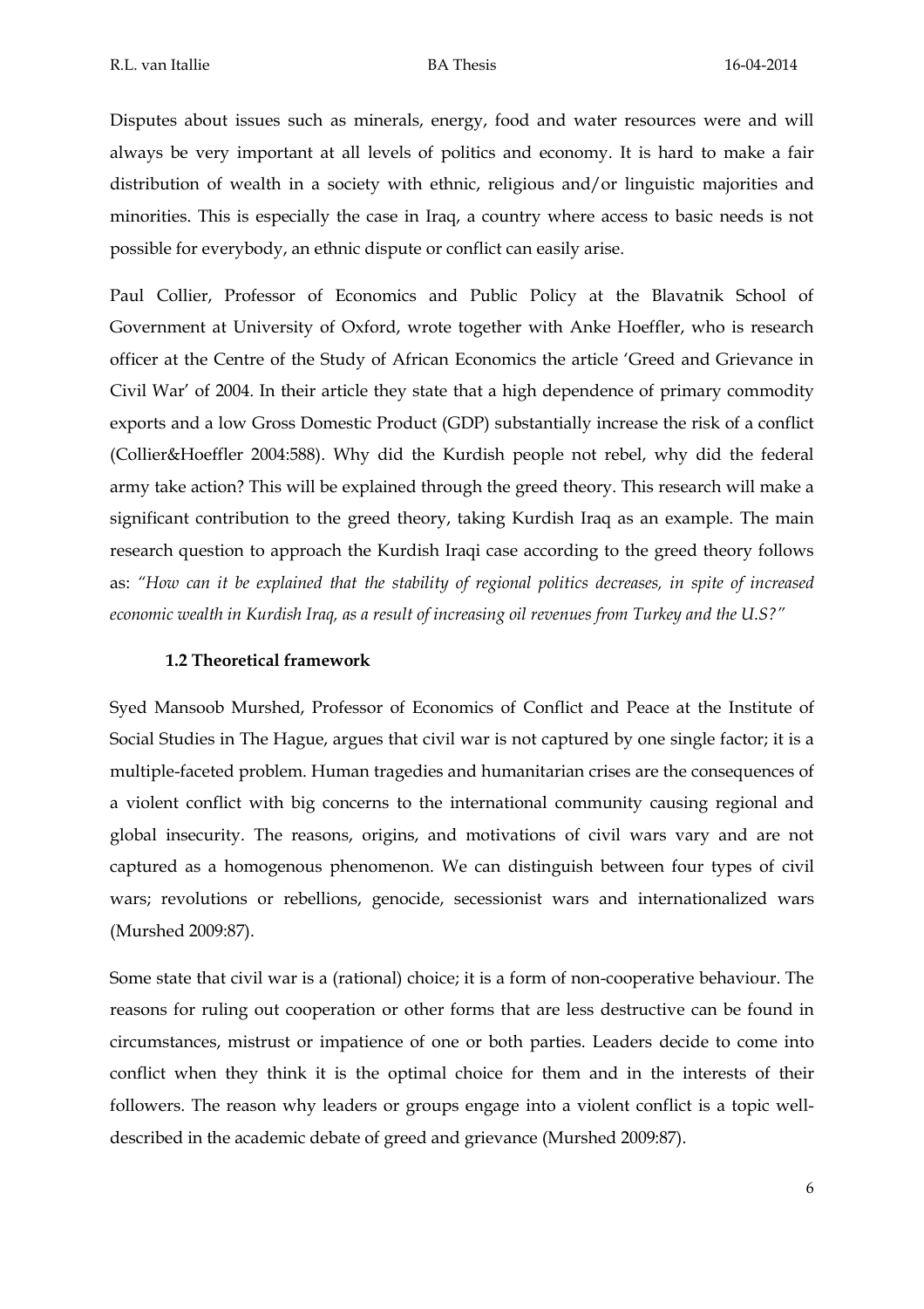Disputes about issues such as minerals, energy, food and water resources were and will always be very important at all levels of politics and economy. It is hard to make a fair distribution of wealth in a society with ethnic, religious and/or linguistic majorities and minorities. This is especially the case in Iraq, a country where access to basic needs is not possible for everybody, an ethnic dispute or conflict can easily arise.

Paul Collier, Professor of Economics and Public Policy at the Blavatnik School of Government at University of Oxford, wrote together with Anke Hoeffler, who is research officer at the Centre of the Study of African Economics the article 'Greed and Grievance in Civil War' of 2004. In their article they state that a high dependence of primary commodity exports and a low Gross Domestic Product (GDP) substantially increase the risk of a conflict (Collier&Hoeffler 2004:588). Why did the Kurdish people not rebel, why did the federal army take action? This will be explained through the greed theory. This research will make a significant contribution to the greed theory, taking Kurdish Iraq as an example. The main research question to approach the Kurdish Iraqi case according to the greed theory follows as: *"How can it be explained that the stability of regional politics decreases, in spite of increased economic wealth in Kurdish Iraq, as a result of increasing oil revenues from Turkey and the U.S?"*

### 1.2 Theoretical framework

Syed Mansoob Murshed, Professor of Economics of Conflict and Peace at the Institute of Social Studies in The Hague, argues that civil war is not captured by one single factor; it is a multiple-faceted problem. Human tragedies and humanitarian crises are the consequences of a violent conflict with big concerns to the international community causing regional and global insecurity. The reasons, origins, and motivations of civil wars vary and are not captured as a homogenous phenomenon. We can distinguish between four types of civil wars; revolutions or rebellions, genocide, secessionist wars and internationalized wars (Murshed 2009:87).

Some state that civil war is a (rational) choice; it is a form of non-cooperative behaviour. The reasons for ruling out cooperation or other forms that are less destructive can be found in circumstances, mistrust or impatience of one or both parties. Leaders decide to come into conflict when they think it is the optimal choice for them and in the interests of their followers. The reason why leaders or groups engage into a violent conflict is a topic well-described in the academic debate of greed and grievance (Murshed 2009:87).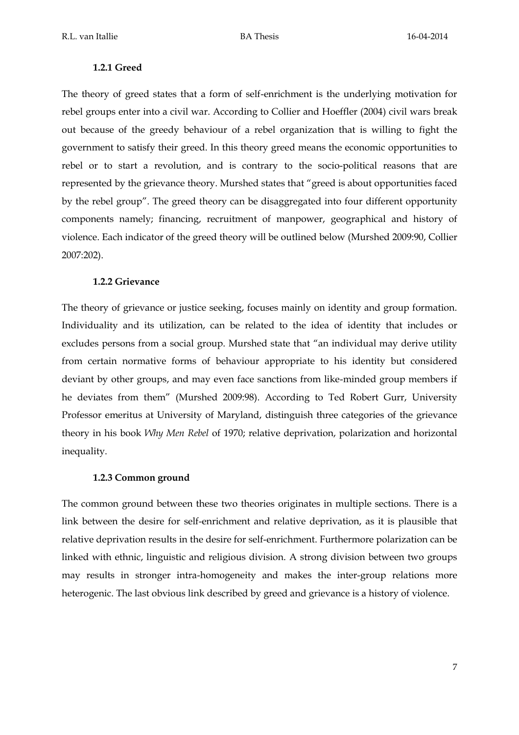### 1.2.1 Greed

The theory of greed states that a form of self-enrichment is the underlying motivation for rebel groups enter into a civil war. According to Collier and Hoeffler (2004) civil wars break out because of the greedy behaviour of a rebel organization that is willing to fight the government to satisfy their greed. In this theory greed means the economic opportunities to rebel or to start a revolution, and is contrary to the socio-political reasons that are represented by the grievance theory. Murshed states that "greed is about opportunities faced by the rebel group". The greed theory can be disaggregated into four different opportunity components namely; financing, recruitment of manpower, geographical and history of violence. Each indicator of the greed theory will be outlined below (Murshed 2009:90, Collier 2007:202).

### 1.2.2 Grievance

The theory of grievance or justice seeking, focuses mainly on identity and group formation. Individuality and its utilization, can be related to the idea of identity that includes or excludes persons from a social group. Murshed state that "an individual may derive utility from certain normative forms of behaviour appropriate to his identity but considered deviant by other groups, and may even face sanctions from like-minded group members if he deviates from them" (Murshed 2009:98). According to Ted Robert Gurr, University Professor emeritus at University of Maryland, distinguish three categories of the grievance theory in his book *Why Men Rebel* of 1970; relative deprivation, polarization and horizontal inequality.

### 1.2.3 Common ground

The common ground between these two theories originates in multiple sections. There is a link between the desire for self-enrichment and relative deprivation, as it is plausible that relative deprivation results in the desire for self-enrichment. Furthermore polarization can be linked with ethnic, linguistic and religious division. A strong division between two groups may results in stronger intra-homogeneity and makes the inter-group relations more heterogenic. The last obvious link described by greed and grievance is a history of violence.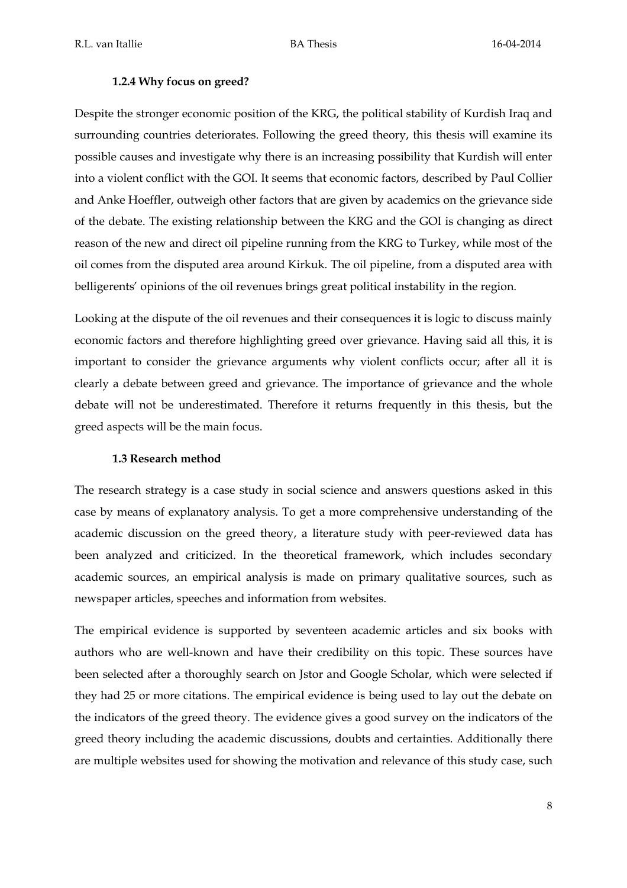### 1.2.4 Why focus on greed?

Despite the stronger economic position of the KRG, the political stability of Kurdish Iraq and surrounding countries deteriorates. Following the greed theory, this thesis will examine its possible causes and investigate why there is an increasing possibility that Kurdish will enter into a violent conflict with the GOI. It seems that economic factors, described by Paul Collier and Anke Hoeffler, outweigh other factors that are given by academics on the grievance side of the debate. The existing relationship between the KRG and the GOI is changing as direct reason of the new and direct oil pipeline running from the KRG to Turkey, while most of the oil comes from the disputed area around Kirkuk. The oil pipeline, from a disputed area with belligerents' opinions of the oil revenues brings great political instability in the region.

Looking at the dispute of the oil revenues and their consequences it is logic to discuss mainly economic factors and therefore highlighting greed over grievance. Having said all this, it is important to consider the grievance arguments why violent conflicts occur; after all it is clearly a debate between greed and grievance. The importance of grievance and the whole debate will not be underestimated. Therefore it returns frequently in this thesis, but the greed aspects will be the main focus.

### 1.3 Research method

The research strategy is a case study in social science and answers questions asked in this case by means of explanatory analysis. To get a more comprehensive understanding of the academic discussion on the greed theory, a literature study with peer-reviewed data has been analyzed and criticized. In the theoretical framework, which includes secondary academic sources, an empirical analysis is made on primary qualitative sources, such as newspaper articles, speeches and information from websites.

The empirical evidence is supported by seventeen academic articles and six books with authors who are well-known and have their credibility on this topic. These sources have been selected after a thoroughly search on Jstor and Google Scholar, which were selected if they had 25 or more citations. The empirical evidence is being used to lay out the debate on the indicators of the greed theory. The evidence gives a good survey on the indicators of the greed theory including the academic discussions, doubts and certainties. Additionally there are multiple websites used for showing the motivation and relevance of this study case, such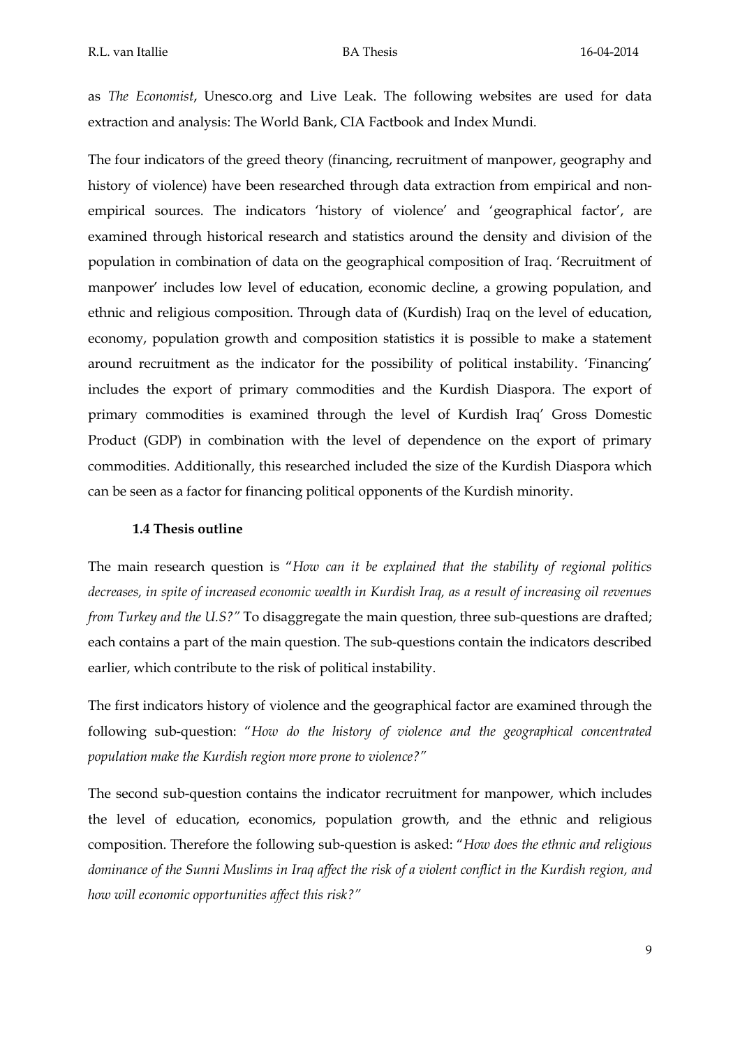as *The Economist*, Unesco.org and Live Leak. The following websites are used for data extraction and analysis: The World Bank, CIA Factbook and Index Mundi.

The four indicators of the greed theory (financing, recruitment of manpower, geography and history of violence) have been researched through data extraction from empirical and non-empirical sources. The indicators 'history of violence' and 'geographical factor', are examined through historical research and statistics around the density and division of the population in combination of data on the geographical composition of Iraq. 'Recruitment of manpower' includes low level of education, economic decline, a growing population, and ethnic and religious composition. Through data of (Kurdish) Iraq on the level of education, economy, population growth and composition statistics it is possible to make a statement around recruitment as the indicator for the possibility of political instability. 'Financing' includes the export of primary commodities and the Kurdish Diaspora. The export of primary commodities is examined through the level of Kurdish Iraq' Gross Domestic Product (GDP) in combination with the level of dependence on the export of primary commodities. Additionally, this researched included the size of the Kurdish Diaspora which can be seen as a factor for financing political opponents of the Kurdish minority.

### 1.4 Thesis outline

The main research question is "*How can it be explained that the stability of regional politics decreases, in spite of increased economic wealth in Kurdish Iraq, as a result of increasing oil revenues from Turkey and the U.S?*" To disaggregate the main question, three sub-questions are drafted; each contains a part of the main question. The sub-questions contain the indicators described earlier, which contribute to the risk of political instability.

The first indicators history of violence and the geographical factor are examined through the following sub-question: "*How do the history of violence and the geographical concentrated population make the Kurdish region more prone to violence?*"

The second sub-question contains the indicator recruitment for manpower, which includes the level of education, economics, population growth, and the ethnic and religious composition. Therefore the following sub-question is asked: "*How does the ethnic and religious dominance of the Sunni Muslims in Iraq affect the risk of a violent conflict in the Kurdish region, and how will economic opportunities affect this risk?*"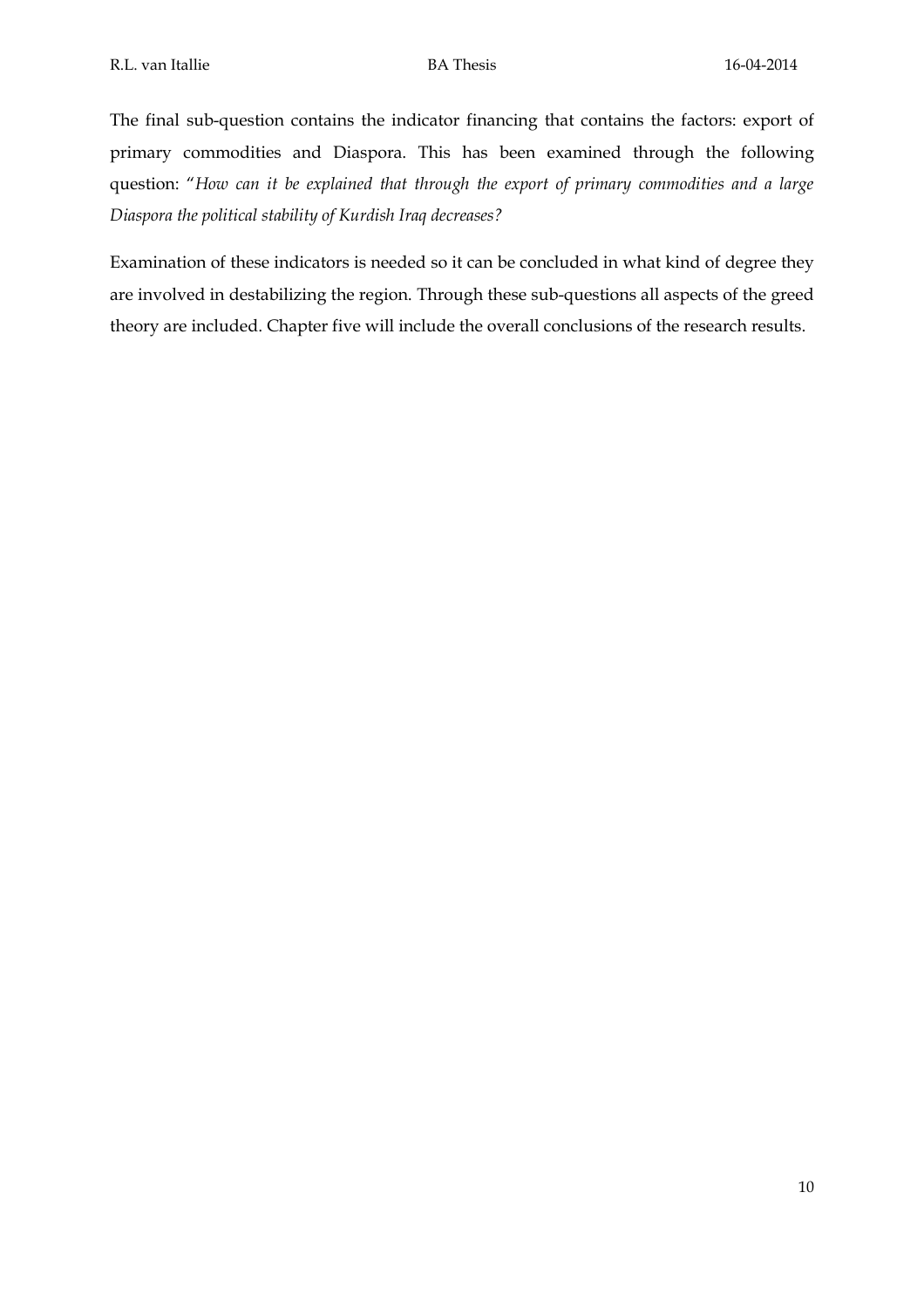The final sub-question contains the indicator financing that contains the factors: export of primary commodities and Diaspora. This has been examined through the following question: "*How can it be explained that through the export of primary commodities and a large Diaspora the political stability of Kurdish Iraq decreases?*

Examination of these indicators is needed so it can be concluded in what kind of degree they are involved in destabilizing the region. Through these sub-questions all aspects of the greed theory are included. Chapter five will include the overall conclusions of the research results.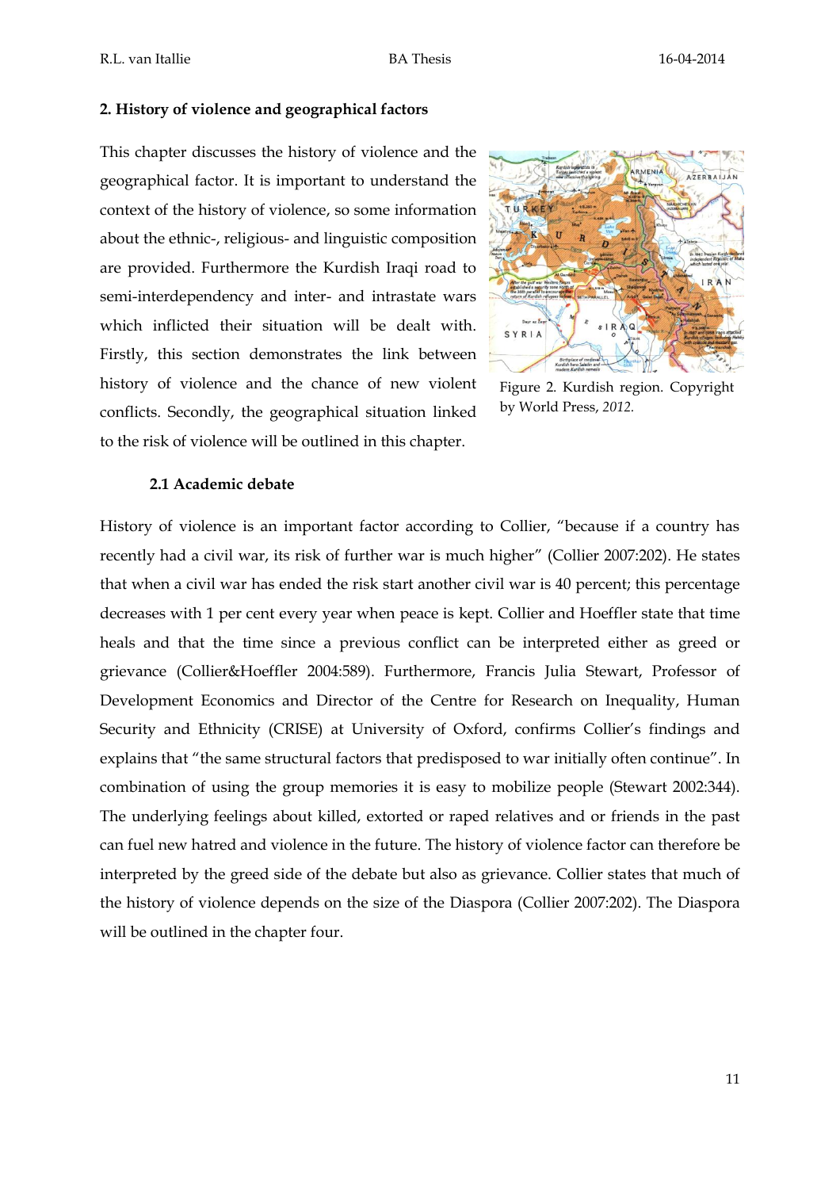## 2. History of violence and geographical factors

This chapter discusses the history of violence and the geographical factor. It is important to understand the context of the history of violence, so some information about the ethnic-, religious- and linguistic composition are provided. Furthermore the Kurdish Iraqi road to semi-interdependency and inter- and intrastate wars which inflicted their situation will be dealt with. Firstly, this section demonstrates the link between history of violence and the chance of new violent conflicts. Secondly, the geographical situation linked to the risk of violence will be outlined in this chapter.

Figure 2. Kurdish region. Copyright by World Press, *2012.*

### 2.1 Academic debate

History of violence is an important factor according to Collier, "because if a country has recently had a civil war, its risk of further war is much higher" (Collier 2007:202). He states that when a civil war has ended the risk start another civil war is 40 percent; this percentage decreases with 1 per cent every year when peace is kept. Collier and Hoeffler state that time heals and that the time since a previous conflict can be interpreted either as greed or grievance (Collier&Hoeffler 2004:589). Furthermore, Francis Julia Stewart, Professor of Development Economics and Director of the Centre for Research on Inequality, Human Security and Ethnicity (CRISE) at University of Oxford, confirms Collier's findings and explains that "the same structural factors that predisposed to war initially often continue". In combination of using the group memories it is easy to mobilize people (Stewart 2002:344). The underlying feelings about killed, extorted or raped relatives and or friends in the past can fuel new hatred and violence in the future. The history of violence factor can therefore be interpreted by the greed side of the debate but also as grievance. Collier states that much of the history of violence depends on the size of the Diaspora (Collier 2007:202). The Diaspora will be outlined in the chapter four.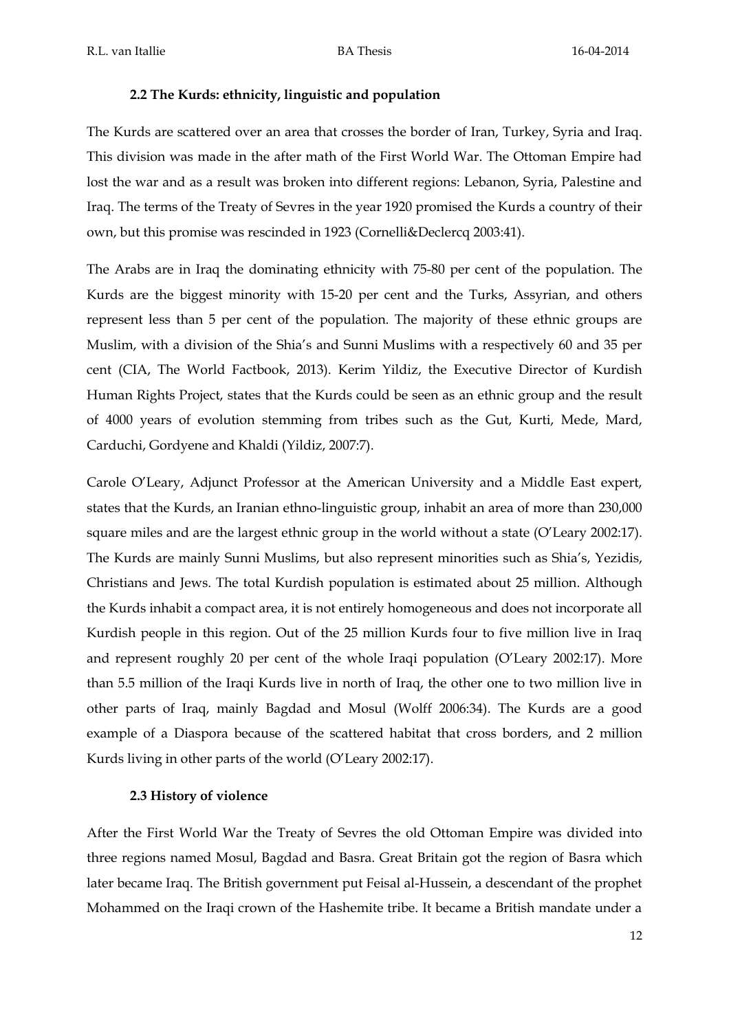### 2.2 The Kurds: ethnicity, linguistic and population

The Kurds are scattered over an area that crosses the border of Iran, Turkey, Syria and Iraq. This division was made in the after math of the First World War. The Ottoman Empire had lost the war and as a result was broken into different regions: Lebanon, Syria, Palestine and Iraq. The terms of the Treaty of Sevres in the year 1920 promised the Kurds a country of their own, but this promise was rescinded in 1923 (Cornelli&Declercq 2003:41).

The Arabs are in Iraq the dominating ethnicity with 75-80 per cent of the population. The Kurds are the biggest minority with 15-20 per cent and the Turks, Assyrian, and others represent less than 5 per cent of the population. The majority of these ethnic groups are Muslim, with a division of the Shia's and Sunni Muslims with a respectively 60 and 35 per cent (CIA, The World Factbook, 2013). Kerim Yildiz, the Executive Director of Kurdish Human Rights Project, states that the Kurds could be seen as an ethnic group and the result of 4000 years of evolution stemming from tribes such as the Gut, Kurti, Mede, Mard, Carduchi, Gordyene and Khaldi (Yildiz, 2007:7).

Carole O'Leary, Adjunct Professor at the American University and a Middle East expert, states that the Kurds, an Iranian ethno-linguistic group, inhabit an area of more than 230,000 square miles and are the largest ethnic group in the world without a state (O'Leary 2002:17). The Kurds are mainly Sunni Muslims, but also represent minorities such as Shia's, Yezidis, Christians and Jews. The total Kurdish population is estimated about 25 million. Although the Kurds inhabit a compact area, it is not entirely homogeneous and does not incorporate all Kurdish people in this region. Out of the 25 million Kurds four to five million live in Iraq and represent roughly 20 per cent of the whole Iraqi population (O'Leary 2002:17). More than 5.5 million of the Iraqi Kurds live in north of Iraq, the other one to two million live in other parts of Iraq, mainly Bagdad and Mosul (Wolff 2006:34). The Kurds are a good example of a Diaspora because of the scattered habitat that cross borders, and 2 million Kurds living in other parts of the world (O'Leary 2002:17).

### 2.3 History of violence

After the First World War the Treaty of Sevres the old Ottoman Empire was divided into three regions named Mosul, Bagdad and Basra. Great Britain got the region of Basra which later became Iraq. The British government put Feisal al-Hussein, a descendant of the prophet Mohammed on the Iraqi crown of the Hashemite tribe. It became a British mandate under a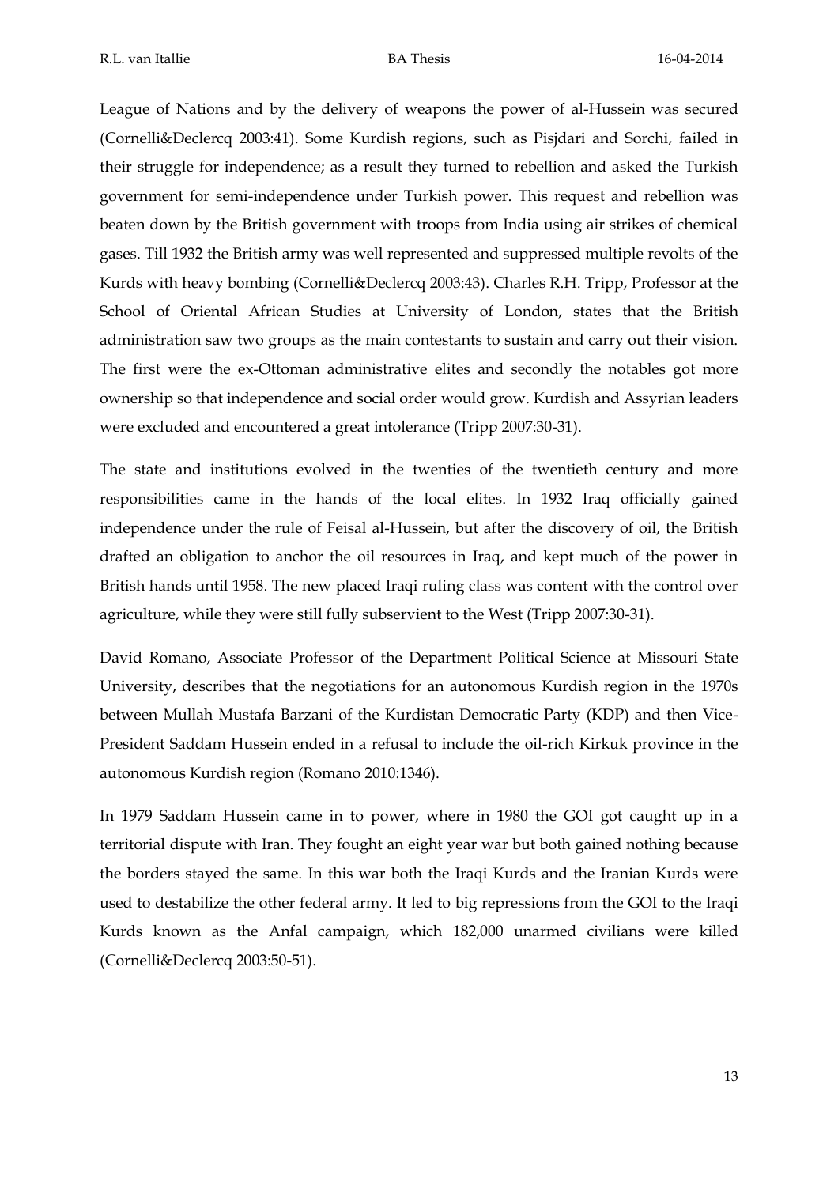League of Nations and by the delivery of weapons the power of al-Hussein was secured (Cornelli&Declercq 2003:41). Some Kurdish regions, such as Pisjdari and Sorchi, failed in their struggle for independence; as a result they turned to rebellion and asked the Turkish government for semi-independence under Turkish power. This request and rebellion was beaten down by the British government with troops from India using air strikes of chemical gases. Till 1932 the British army was well represented and suppressed multiple revolts of the Kurds with heavy bombing (Cornelli&Declercq 2003:43). Charles R.H. Tripp, Professor at the School of Oriental African Studies at University of London, states that the British administration saw two groups as the main contestants to sustain and carry out their vision. The first were the ex-Ottoman administrative elites and secondly the notables got more ownership so that independence and social order would grow. Kurdish and Assyrian leaders were excluded and encountered a great intolerance (Tripp 2007:30-31).

The state and institutions evolved in the twenties of the twentieth century and more responsibilities came in the hands of the local elites. In 1932 Iraq officially gained independence under the rule of Feisal al-Hussein, but after the discovery of oil, the British drafted an obligation to anchor the oil resources in Iraq, and kept much of the power in British hands until 1958. The new placed Iraqi ruling class was content with the control over agriculture, while they were still fully subservient to the West (Tripp 2007:30-31).

David Romano, Associate Professor of the Department Political Science at Missouri State University, describes that the negotiations for an autonomous Kurdish region in the 1970s between Mullah Mustafa Barzani of the Kurdistan Democratic Party (KDP) and then Vice-President Saddam Hussein ended in a refusal to include the oil-rich Kirkuk province in the autonomous Kurdish region (Romano 2010:1346).

In 1979 Saddam Hussein came in to power, where in 1980 the GOI got caught up in a territorial dispute with Iran. They fought an eight year war but both gained nothing because the borders stayed the same. In this war both the Iraqi Kurds and the Iranian Kurds were used to destabilize the other federal army. It led to big repressions from the GOI to the Iraqi Kurds known as the Anfal campaign, which 182,000 unarmed civilians were killed (Cornelli&Declercq 2003:50-51).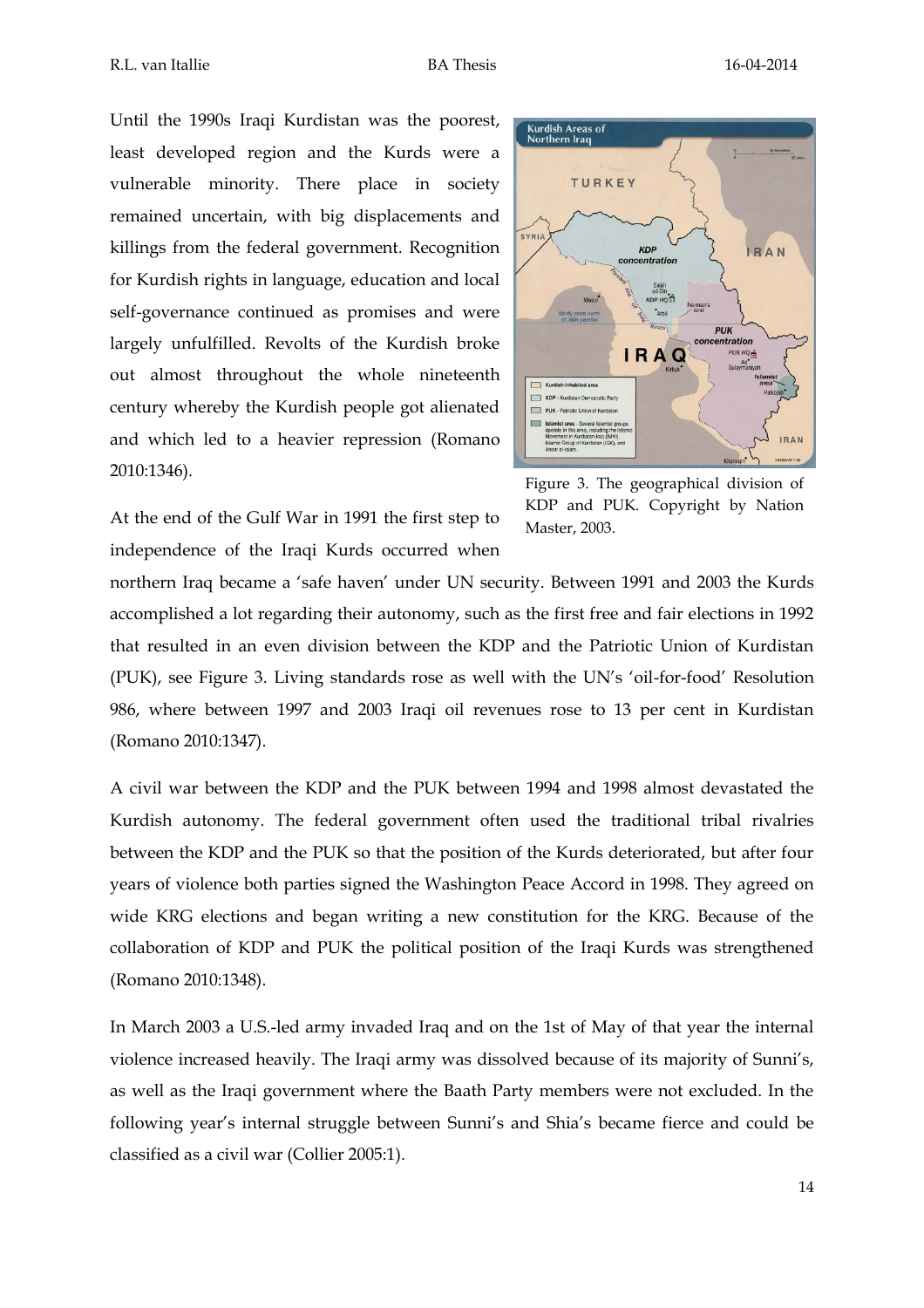Until the 1990s Iraqi Kurdistan was the poorest, least developed region and the Kurds were a vulnerable minority. There place in society remained uncertain, with big displacements and killings from the federal government. Recognition for Kurdish rights in language, education and local self-governance continued as promises and were largely unfulfilled. Revolts of the Kurdish broke out almost throughout the whole nineteenth century whereby the Kurdish people got alienated and which led to a heavier repression (Romano 2010:1346).

Figure 3. The geographical division of KDP and PUK. Copyright by Nation Master, 2003.

At the end of the Gulf War in 1991 the first step to independence of the Iraqi Kurds occurred when northern Iraq became a 'safe haven' under UN security. Between 1991 and 2003 the Kurds accomplished a lot regarding their autonomy, such as the first free and fair elections in 1992 that resulted in an even division between the KDP and the Patriotic Union of Kurdistan (PUK), see Figure 3. Living standards rose as well with the UN's 'oil-for-food' Resolution 986, where between 1997 and 2003 Iraqi oil revenues rose to 13 per cent in Kurdistan (Romano 2010:1347).

A civil war between the KDP and the PUK between 1994 and 1998 almost devastated the Kurdish autonomy. The federal government often used the traditional tribal rivalries between the KDP and the PUK so that the position of the Kurds deteriorated, but after four years of violence both parties signed the Washington Peace Accord in 1998. They agreed on wide KRG elections and began writing a new constitution for the KRG. Because of the collaboration of KDP and PUK the political position of the Iraqi Kurds was strengthened (Romano 2010:1348).

In March 2003 a U.S.-led army invaded Iraq and on the 1st of May of that year the internal violence increased heavily. The Iraqi army was dissolved because of its majority of Sunni's, as well as the Iraqi government where the Baath Party members were not excluded. In the following year's internal struggle between Sunni's and Shia's became fierce and could be classified as a civil war (Collier 2005:1).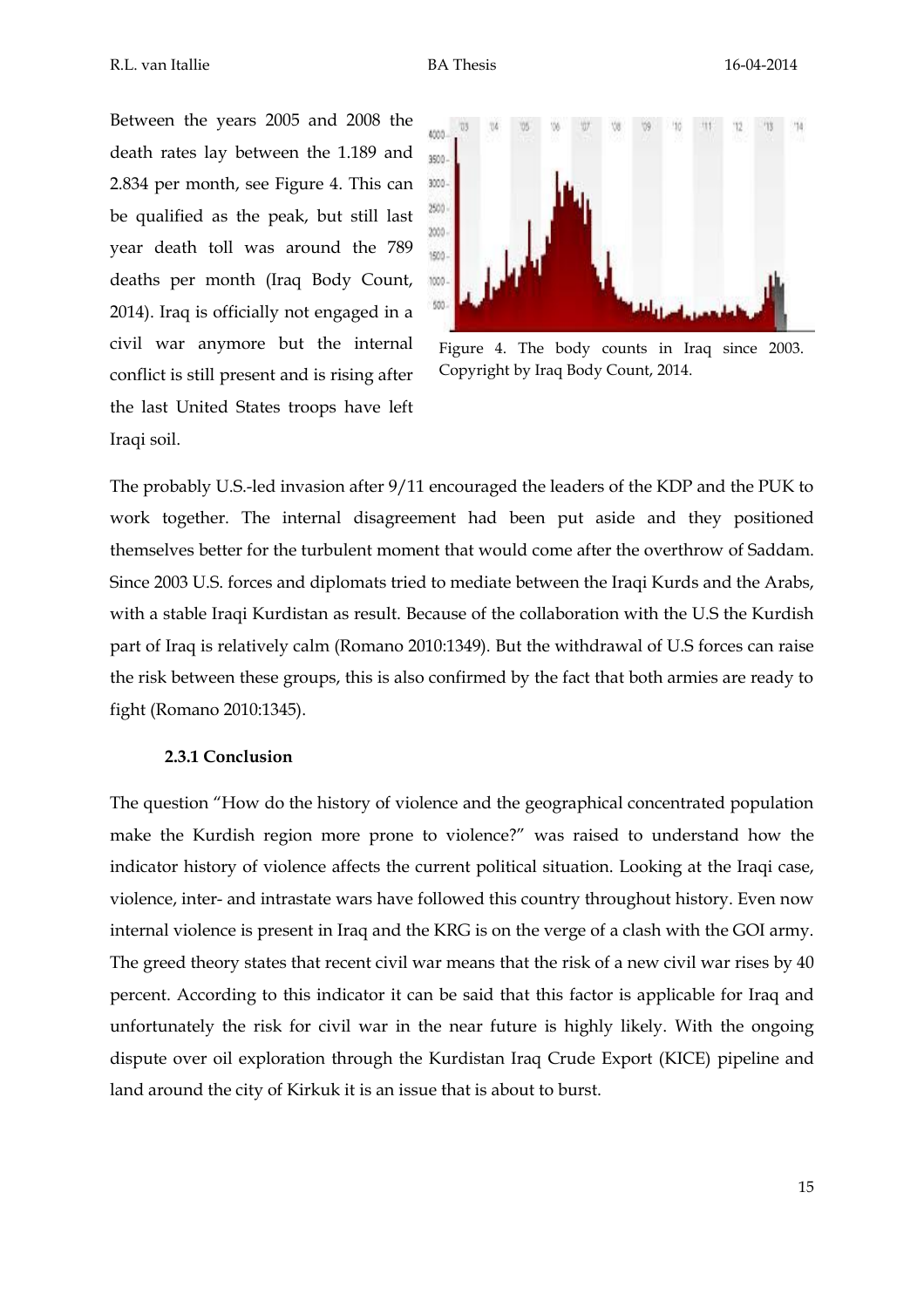Between the years 2005 and 2008 the death rates lay between the 1.189 and 2.834 per month, see Figure 4. This can be qualified as the peak, but still last year death toll was around the 789 deaths per month (Iraq Body Count, 2014). Iraq is officially not engaged in a civil war anymore but the internal conflict is still present and is rising after the last United States troops have left Iraqi soil.

Figure 4. The body counts in Iraq since 2003. Copyright by Iraq Body Count, 2014.

The probably U.S.-led invasion after 9/11 encouraged the leaders of the KDP and the PUK to work together. The internal disagreement had been put aside and they positioned themselves better for the turbulent moment that would come after the overthrow of Saddam. Since 2003 U.S. forces and diplomats tried to mediate between the Iraqi Kurds and the Arabs, with a stable Iraqi Kurdistan as result. Because of the collaboration with the U.S the Kurdish part of Iraq is relatively calm (Romano 2010:1349). But the withdrawal of U.S forces can raise the risk between these groups, this is also confirmed by the fact that both armies are ready to fight (Romano 2010:1345).

### 2.3.1 Conclusion

The question "How do the history of violence and the geographical concentrated population make the Kurdish region more prone to violence?" was raised to understand how the indicator history of violence affects the current political situation. Looking at the Iraqi case, violence, inter- and intrastate wars have followed this country throughout history. Even now internal violence is present in Iraq and the KRG is on the verge of a clash with the GOI army. The greed theory states that recent civil war means that the risk of a new civil war rises by 40 percent. According to this indicator it can be said that this factor is applicable for Iraq and unfortunately the risk for civil war in the near future is highly likely. With the ongoing dispute over oil exploration through the Kurdistan Iraq Crude Export (KICE) pipeline and land around the city of Kirkuk it is an issue that is about to burst.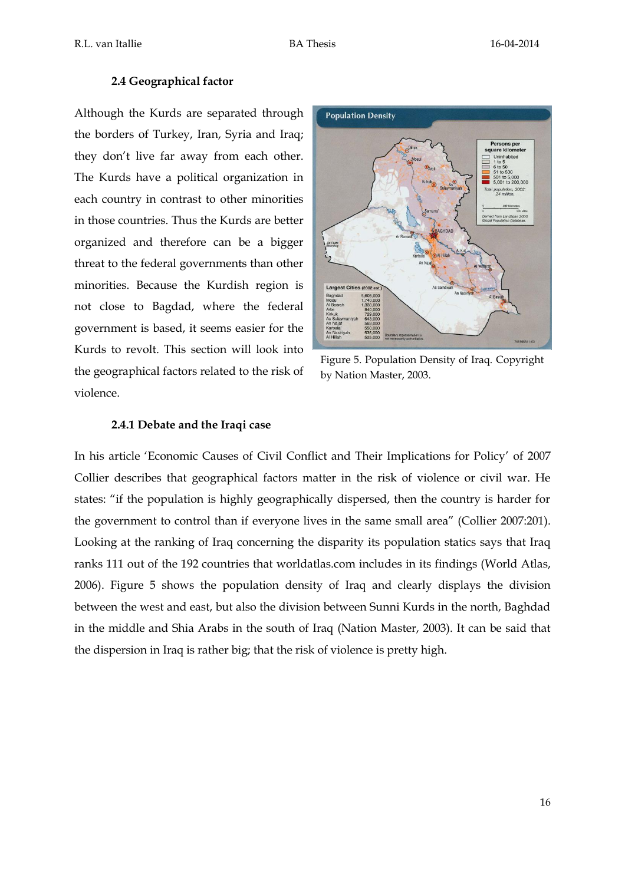### 2.4 Geographical factor

Although the Kurds are separated through the borders of Turkey, Iran, Syria and Iraq; they don't live far away from each other. The Kurds have a political organization in each country in contrast to other minorities in those countries. Thus the Kurds are better organized and therefore can be a bigger threat to the federal governments than other minorities. Because the Kurdish region is not close to Bagdad, where the federal government is based, it seems easier for the Kurds to revolt. This section will look into the geographical factors related to the risk of violence.

Figure 5. Population Density of Iraq. Copyright by Nation Master, 2003.

#### 2.4.1 Debate and the Iraqi case

In his article 'Economic Causes of Civil Conflict and Their Implications for Policy' of 2007 Collier describes that geographical factors matter in the risk of violence or civil war. He states: "if the population is highly geographically dispersed, then the country is harder for the government to control than if everyone lives in the same small area" (Collier 2007:201). Looking at the ranking of Iraq concerning the disparity its population statics says that Iraq ranks 111 out of the 192 countries that worldatlas.com includes in its findings (World Atlas, 2006). Figure 5 shows the population density of Iraq and clearly displays the division between the west and east, but also the division between Sunni Kurds in the north, Baghdad in the middle and Shia Arabs in the south of Iraq (Nation Master, 2003). It can be said that the dispersion in Iraq is rather big; that the risk of violence is pretty high.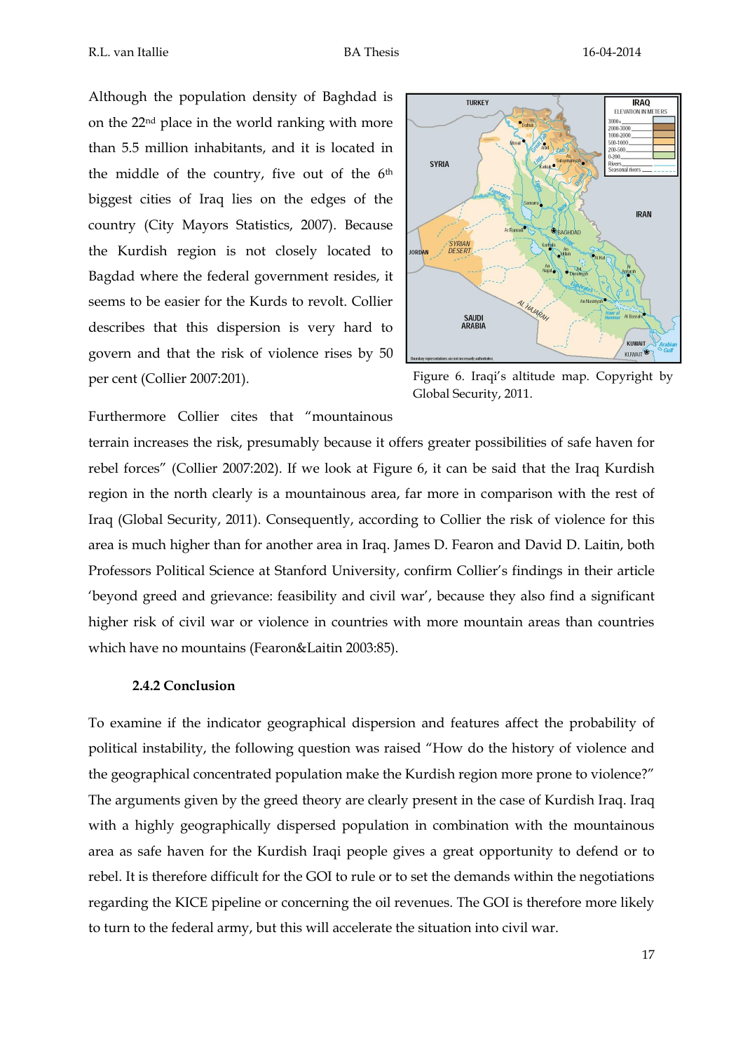Although the population density of Baghdad is on the 22nd place in the world ranking with more than 5.5 million inhabitants, and it is located in the middle of the country, five out of the 6th biggest cities of Iraq lies on the edges of the country (City Mayors Statistics, 2007). Because the Kurdish region is not closely located to Bagdad where the federal government resides, it seems to be easier for the Kurds to revolt. Collier describes that this dispersion is very hard to govern and that the risk of violence rises by 50 per cent (Collier 2007:201).

Figure 6. Iraqi's altitude map. Copyright by Global Security, 2011.

Furthermore Collier cites that "mountainous terrain increases the risk, presumably because it offers greater possibilities of safe haven for rebel forces" (Collier 2007:202). If we look at Figure 6, it can be said that the Iraq Kurdish region in the north clearly is a mountainous area, far more in comparison with the rest of Iraq (Global Security, 2011). Consequently, according to Collier the risk of violence for this area is much higher than for another area in Iraq. James D. Fearon and David D. Laitin, both Professors Political Science at Stanford University, confirm Collier's findings in their article 'beyond greed and grievance: feasibility and civil war', because they also find a significant higher risk of civil war or violence in countries with more mountain areas than countries which have no mountains (Fearon&Laitin 2003:85).

### 2.4.2 Conclusion

To examine if the indicator geographical dispersion and features affect the probability of political instability, the following question was raised "How do the history of violence and the geographical concentrated population make the Kurdish region more prone to violence?" The arguments given by the greed theory are clearly present in the case of Kurdish Iraq. Iraq with a highly geographically dispersed population in combination with the mountainous area as safe haven for the Kurdish Iraqi people gives a great opportunity to defend or to rebel. It is therefore difficult for the GOI to rule or to set the demands within the negotiations regarding the KICE pipeline or concerning the oil revenues. The GOI is therefore more likely to turn to the federal army, but this will accelerate the situation into civil war.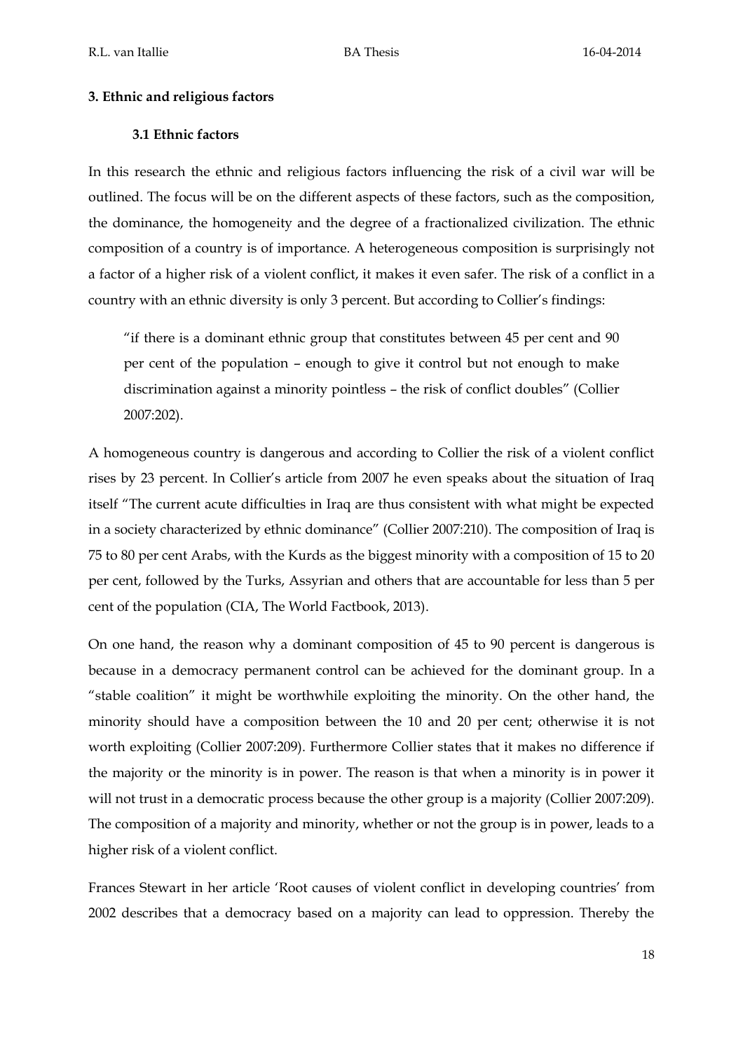## 3. Ethnic and religious factors

### 3.1 Ethnic factors

In this research the ethnic and religious factors influencing the risk of a civil war will be outlined. The focus will be on the different aspects of these factors, such as the composition, the dominance, the homogeneity and the degree of a fractionalized civilization. The ethnic composition of a country is of importance. A heterogeneous composition is surprisingly not a factor of a higher risk of a violent conflict, it makes it even safer. The risk of a conflict in a country with an ethnic diversity is only 3 percent. But according to Collier's findings:

> "if there is a dominant ethnic group that constitutes between 45 per cent and 90 per cent of the population – enough to give it control but not enough to make discrimination against a minority pointless – the risk of conflict doubles" (Collier 2007:202).

A homogeneous country is dangerous and according to Collier the risk of a violent conflict rises by 23 percent. In Collier's article from 2007 he even speaks about the situation of Iraq itself "The current acute difficulties in Iraq are thus consistent with what might be expected in a society characterized by ethnic dominance" (Collier 2007:210). The composition of Iraq is 75 to 80 per cent Arabs, with the Kurds as the biggest minority with a composition of 15 to 20 per cent, followed by the Turks, Assyrian and others that are accountable for less than 5 per cent of the population (CIA, The World Factbook, 2013).

On one hand, the reason why a dominant composition of 45 to 90 percent is dangerous is because in a democracy permanent control can be achieved for the dominant group. In a "stable coalition" it might be worthwhile exploiting the minority. On the other hand, the minority should have a composition between the 10 and 20 per cent; otherwise it is not worth exploiting (Collier 2007:209). Furthermore Collier states that it makes no difference if the majority or the minority is in power. The reason is that when a minority is in power it will not trust in a democratic process because the other group is a majority (Collier 2007:209). The composition of a majority and minority, whether or not the group is in power, leads to a higher risk of a violent conflict.

Frances Stewart in her article 'Root causes of violent conflict in developing countries' from 2002 describes that a democracy based on a majority can lead to oppression. Thereby the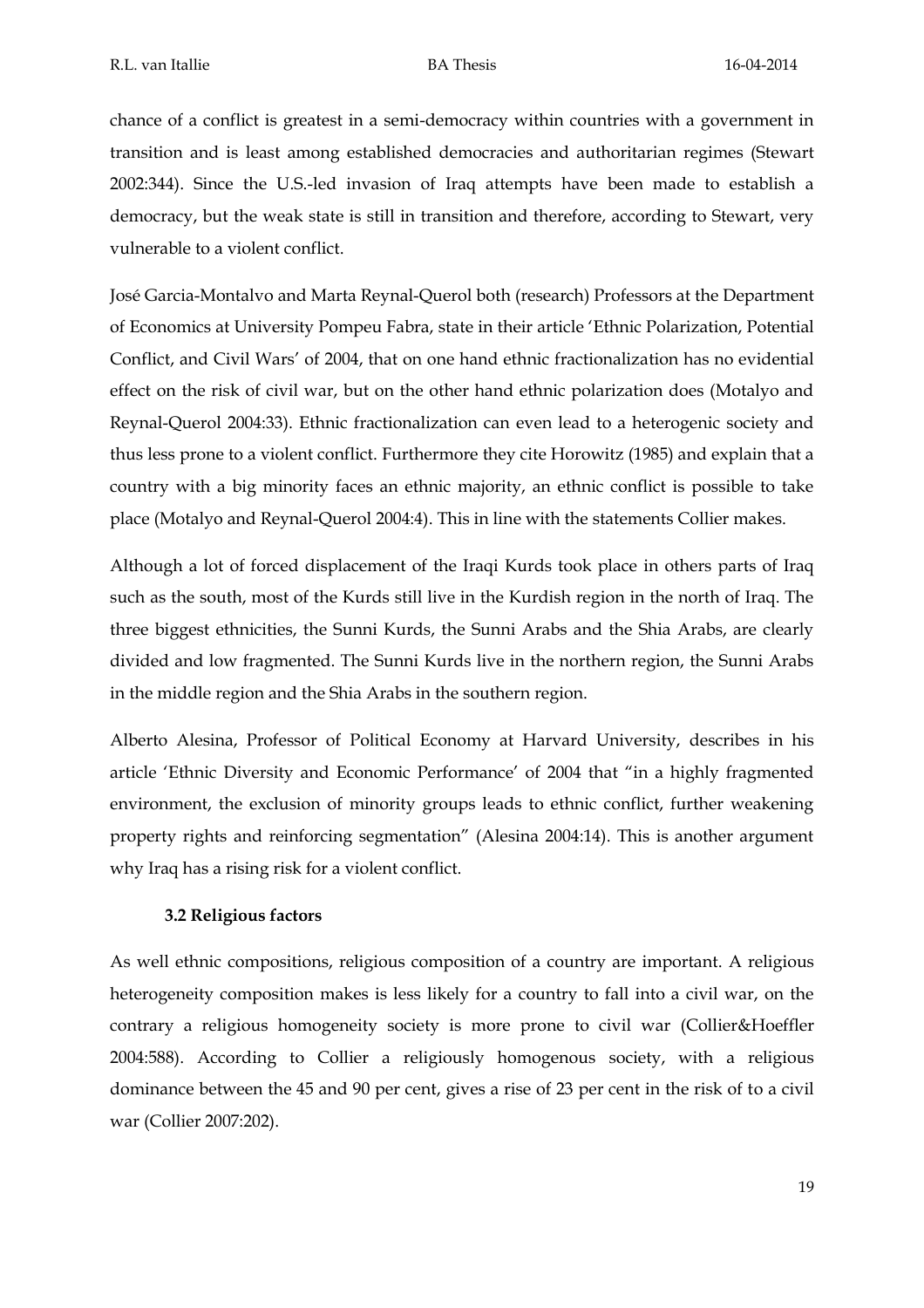chance of a conflict is greatest in a semi-democracy within countries with a government in transition and is least among established democracies and authoritarian regimes (Stewart 2002:344). Since the U.S.-led invasion of Iraq attempts have been made to establish a democracy, but the weak state is still in transition and therefore, according to Stewart, very vulnerable to a violent conflict.

José Garcia-Montalvo and Marta Reynal-Querol both (research) Professors at the Department of Economics at University Pompeu Fabra, state in their article 'Ethnic Polarization, Potential Conflict, and Civil Wars' of 2004, that on one hand ethnic fractionalization has no evidential effect on the risk of civil war, but on the other hand ethnic polarization does (Motalyo and Reynal-Querol 2004:33). Ethnic fractionalization can even lead to a heterogenic society and thus less prone to a violent conflict. Furthermore they cite Horowitz (1985) and explain that a country with a big minority faces an ethnic majority, an ethnic conflict is possible to take place (Motalyo and Reynal-Querol 2004:4). This in line with the statements Collier makes.

Although a lot of forced displacement of the Iraqi Kurds took place in others parts of Iraq such as the south, most of the Kurds still live in the Kurdish region in the north of Iraq. The three biggest ethnicities, the Sunni Kurds, the Sunni Arabs and the Shia Arabs, are clearly divided and low fragmented. The Sunni Kurds live in the northern region, the Sunni Arabs in the middle region and the Shia Arabs in the southern region.

Alberto Alesina, Professor of Political Economy at Harvard University, describes in his article 'Ethnic Diversity and Economic Performance' of 2004 that "in a highly fragmented environment, the exclusion of minority groups leads to ethnic conflict, further weakening property rights and reinforcing segmentation" (Alesina 2004:14). This is another argument why Iraq has a rising risk for a violent conflict.

### 3.2 Religious factors

As well ethnic compositions, religious composition of a country are important. A religious heterogeneity composition makes is less likely for a country to fall into a civil war, on the contrary a religious homogeneity society is more prone to civil war (Collier&Hoeffler 2004:588). According to Collier a religiously homogenous society, with a religious dominance between the 45 and 90 per cent, gives a rise of 23 per cent in the risk of to a civil war (Collier 2007:202).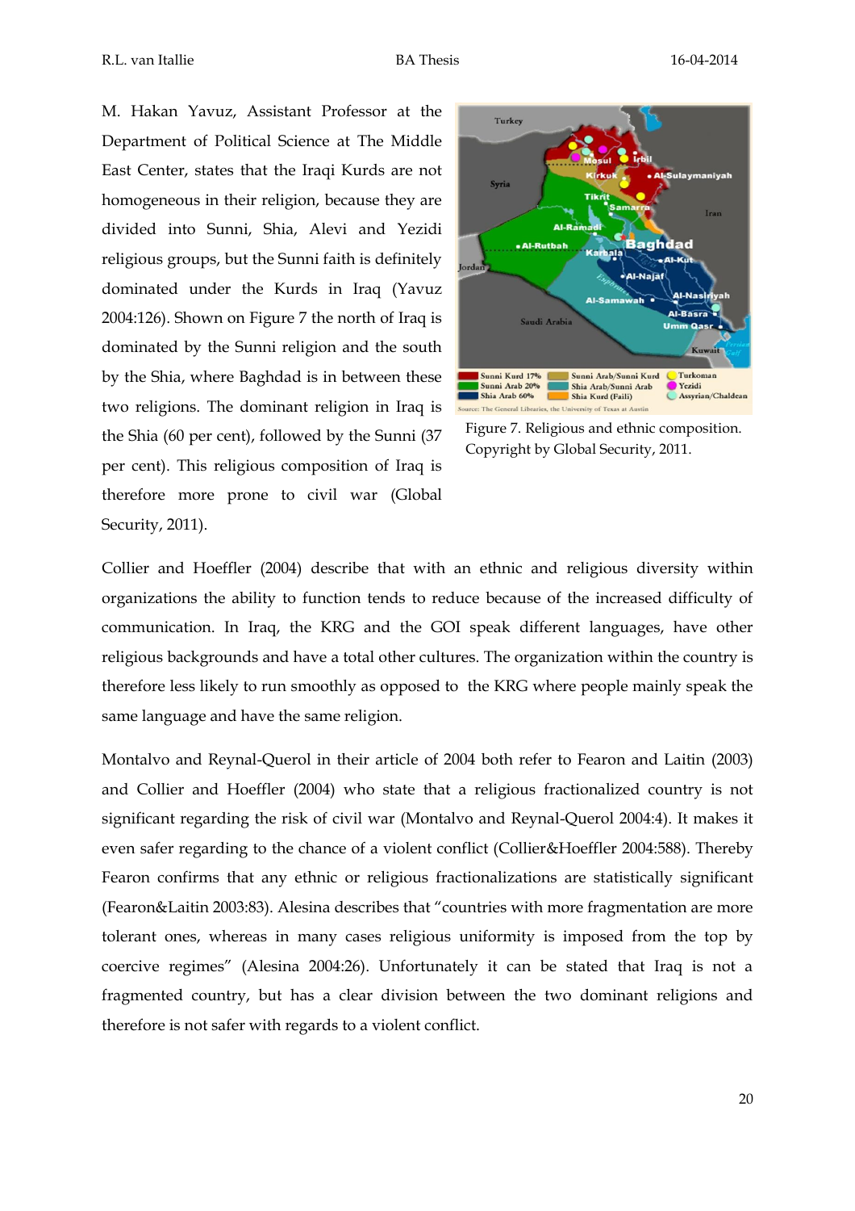M. Hakan Yavuz, Assistant Professor at the Department of Political Science at The Middle East Center, states that the Iraqi Kurds are not homogeneous in their religion, because they are divided into Sunni, Shia, Alevi and Yezidi religious groups, but the Sunni faith is definitely dominated under the Kurds in Iraq (Yavuz 2004:126). Shown on Figure 7 the north of Iraq is dominated by the Sunni religion and the south by the Shia, where Baghdad is in between these two religions. The dominant religion in Iraq is the Shia (60 per cent), followed by the Sunni (37 per cent). This religious composition of Iraq is therefore more prone to civil war (Global Security, 2011).

Figure 7. Religious and ethnic composition. Copyright by Global Security, 2011.

Collier and Hoeffler (2004) describe that with an ethnic and religious diversity within organizations the ability to function tends to reduce because of the increased difficulty of communication. In Iraq, the KRG and the GOI speak different languages, have other religious backgrounds and have a total other cultures. The organization within the country is therefore less likely to run smoothly as opposed to the KRG where people mainly speak the same language and have the same religion.

Montalvo and Reynal-Querol in their article of 2004 both refer to Fearon and Laitin (2003) and Collier and Hoeffler (2004) who state that a religious fractionalized country is not significant regarding the risk of civil war (Montalvo and Reynal-Querol 2004:4). It makes it even safer regarding to the chance of a violent conflict (Collier&Hoeffler 2004:588). Thereby Fearon confirms that any ethnic or religious fractionalizations are statistically significant (Fearon&Laitin 2003:83). Alesina describes that "countries with more fragmentation are more tolerant ones, whereas in many cases religious uniformity is imposed from the top by coercive regimes" (Alesina 2004:26). Unfortunately it can be stated that Iraq is not a fragmented country, but has a clear division between the two dominant religions and therefore is not safer with regards to a violent conflict.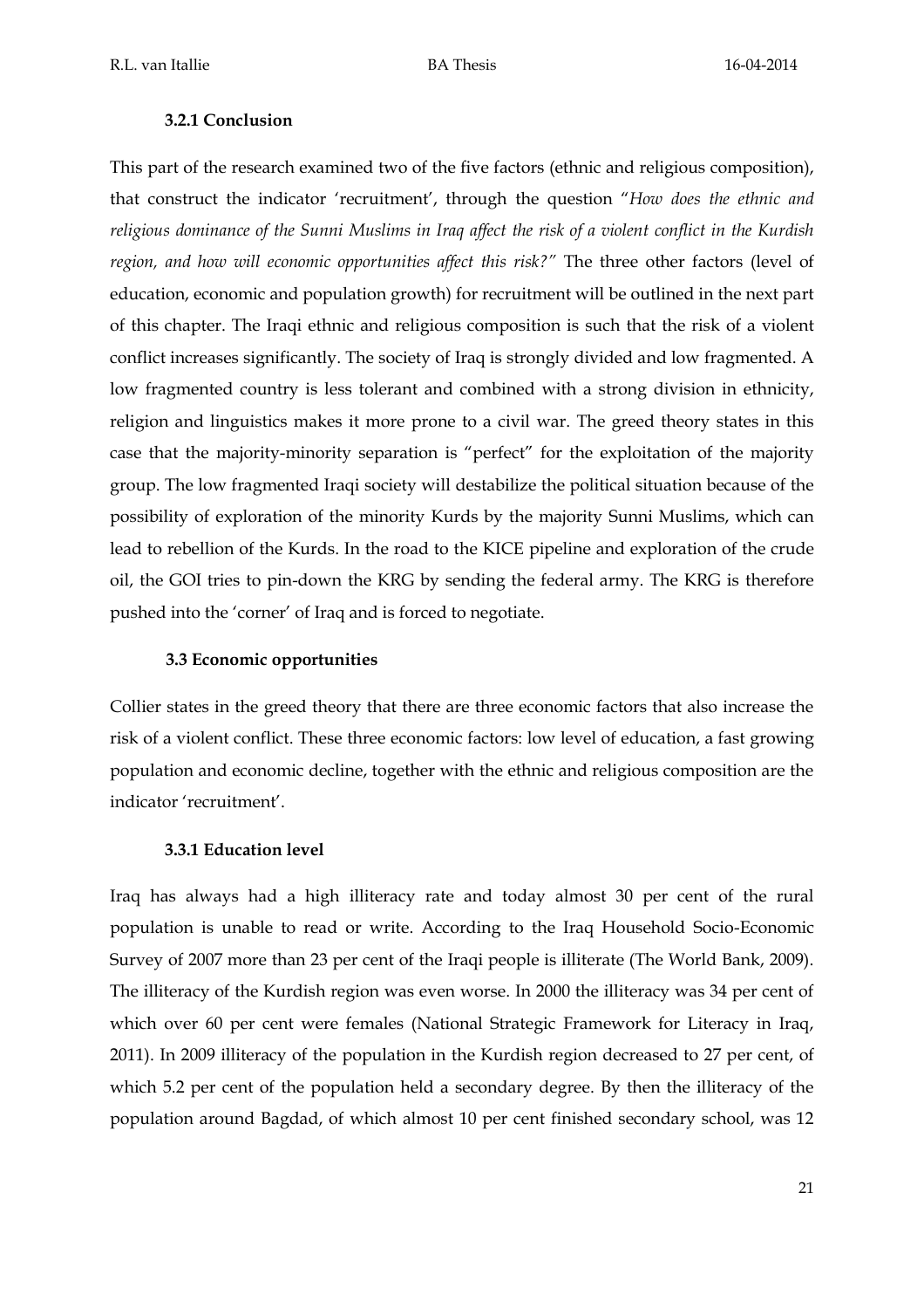### 3.2.1 Conclusion

This part of the research examined two of the five factors (ethnic and religious composition), that construct the indicator 'recruitment', through the question "*How does the ethnic and religious dominance of the Sunni Muslims in Iraq affect the risk of a violent conflict in the Kurdish region, and how will economic opportunities affect this risk?"* The three other factors (level of education, economic and population growth) for recruitment will be outlined in the next part of this chapter. The Iraqi ethnic and religious composition is such that the risk of a violent conflict increases significantly. The society of Iraq is strongly divided and low fragmented. A low fragmented country is less tolerant and combined with a strong division in ethnicity, religion and linguistics makes it more prone to a civil war. The greed theory states in this case that the majority-minority separation is "perfect" for the exploitation of the majority group. The low fragmented Iraqi society will destabilize the political situation because of the possibility of exploration of the minority Kurds by the majority Sunni Muslims, which can lead to rebellion of the Kurds. In the road to the KICE pipeline and exploration of the crude oil, the GOI tries to pin-down the KRG by sending the federal army. The KRG is therefore pushed into the 'corner' of Iraq and is forced to negotiate.

### 3.3 Economic opportunities

Collier states in the greed theory that there are three economic factors that also increase the risk of a violent conflict. These three economic factors: low level of education, a fast growing population and economic decline, together with the ethnic and religious composition are the indicator 'recruitment'.

### 3.3.1 Education level

Iraq has always had a high illiteracy rate and today almost 30 per cent of the rural population is unable to read or write. According to the Iraq Household Socio-Economic Survey of 2007 more than 23 per cent of the Iraqi people is illiterate (The World Bank, 2009). The illiteracy of the Kurdish region was even worse. In 2000 the illiteracy was 34 per cent of which over 60 per cent were females (National Strategic Framework for Literacy in Iraq, 2011). In 2009 illiteracy of the population in the Kurdish region decreased to 27 per cent, of which 5.2 per cent of the population held a secondary degree. By then the illiteracy of the population around Bagdad, of which almost 10 per cent finished secondary school, was 12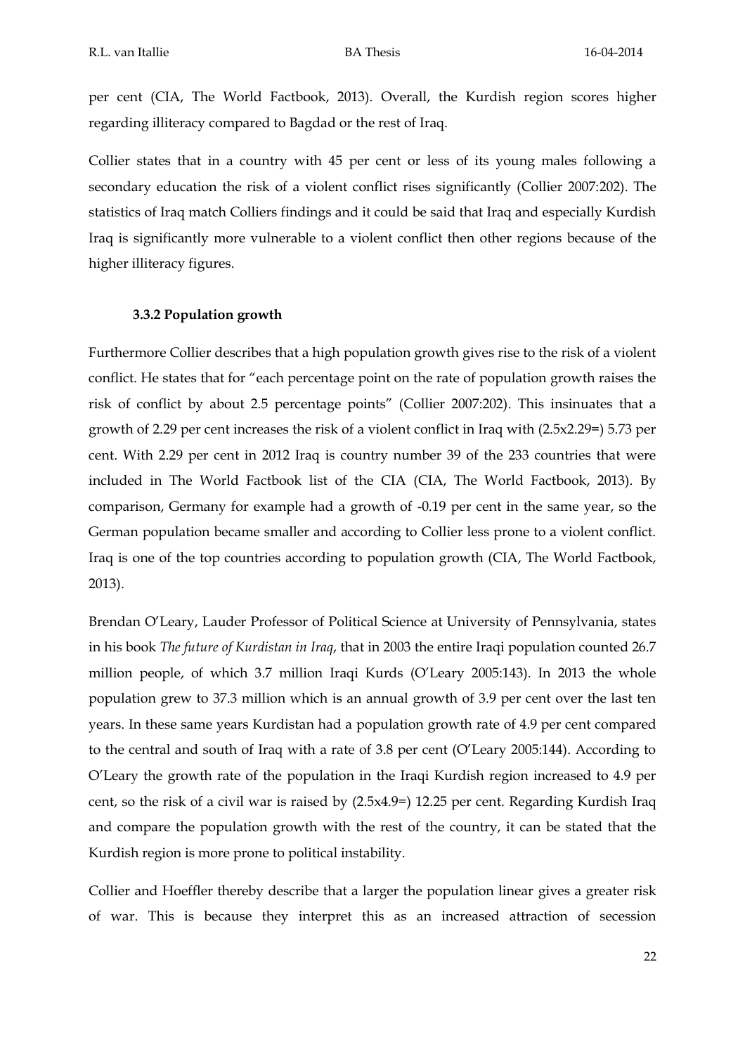per cent (CIA, The World Factbook, 2013). Overall, the Kurdish region scores higher regarding illiteracy compared to Bagdad or the rest of Iraq.

Collier states that in a country with 45 per cent or less of its young males following a secondary education the risk of a violent conflict rises significantly (Collier 2007:202). The statistics of Iraq match Colliers findings and it could be said that Iraq and especially Kurdish Iraq is significantly more vulnerable to a violent conflict then other regions because of the higher illiteracy figures.

### 3.3.2 Population growth

Furthermore Collier describes that a high population growth gives rise to the risk of a violent conflict. He states that for "each percentage point on the rate of population growth raises the risk of conflict by about 2.5 percentage points" (Collier 2007:202). This insinuates that a growth of 2.29 per cent increases the risk of a violent conflict in Iraq with (2.5x2.29=) 5.73 per cent. With 2.29 per cent in 2012 Iraq is country number 39 of the 233 countries that were included in The World Factbook list of the CIA (CIA, The World Factbook, 2013). By comparison, Germany for example had a growth of -0.19 per cent in the same year, so the German population became smaller and according to Collier less prone to a violent conflict. Iraq is one of the top countries according to population growth (CIA, The World Factbook, 2013).

Brendan O'Leary, Lauder Professor of Political Science at University of Pennsylvania, states in his book *The future of Kurdistan in Iraq*, that in 2003 the entire Iraqi population counted 26.7 million people, of which 3.7 million Iraqi Kurds (O'Leary 2005:143). In 2013 the whole population grew to 37.3 million which is an annual growth of 3.9 per cent over the last ten years. In these same years Kurdistan had a population growth rate of 4.9 per cent compared to the central and south of Iraq with a rate of 3.8 per cent (O'Leary 2005:144). According to O'Leary the growth rate of the population in the Iraqi Kurdish region increased to 4.9 per cent, so the risk of a civil war is raised by (2.5x4.9=) 12.25 per cent. Regarding Kurdish Iraq and compare the population growth with the rest of the country, it can be stated that the Kurdish region is more prone to political instability.

Collier and Hoeffler thereby describe that a larger the population linear gives a greater risk of war. This is because they interpret this as an increased attraction of secession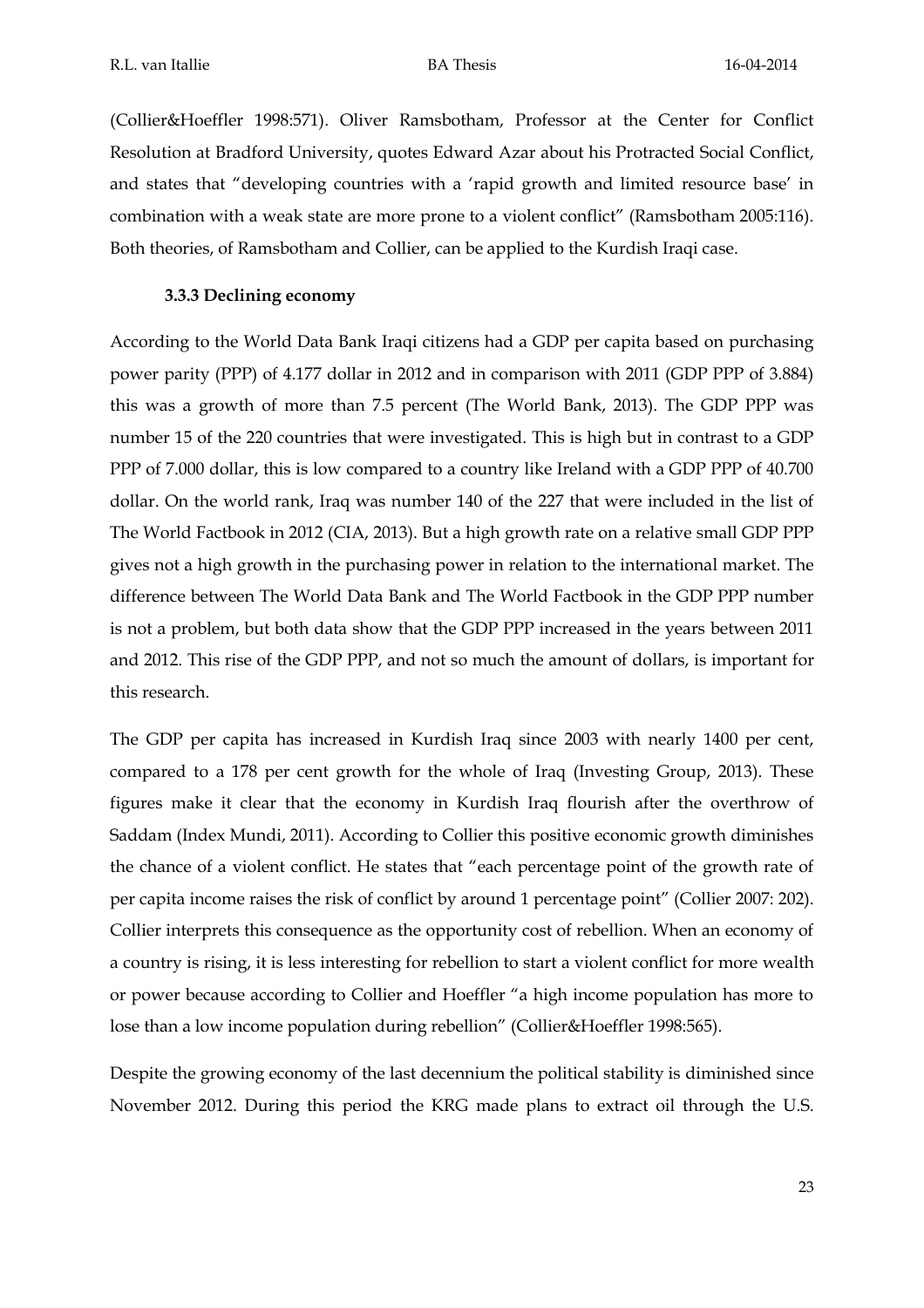(Collier&Hoeffler 1998:571). Oliver Ramsbotham, Professor at the Center for Conflict Resolution at Bradford University, quotes Edward Azar about his Protracted Social Conflict, and states that "developing countries with a 'rapid growth and limited resource base' in combination with a weak state are more prone to a violent conflict" (Ramsbotham 2005:116). Both theories, of Ramsbotham and Collier, can be applied to the Kurdish Iraqi case.

### 3.3.3 Declining economy

According to the World Data Bank Iraqi citizens had a GDP per capita based on purchasing power parity (PPP) of 4.177 dollar in 2012 and in comparison with 2011 (GDP PPP of 3.884) this was a growth of more than 7.5 percent (The World Bank, 2013). The GDP PPP was number 15 of the 220 countries that were investigated. This is high but in contrast to a GDP PPP of 7.000 dollar, this is low compared to a country like Ireland with a GDP PPP of 40.700 dollar. On the world rank, Iraq was number 140 of the 227 that were included in the list of The World Factbook in 2012 (CIA, 2013). But a high growth rate on a relative small GDP PPP gives not a high growth in the purchasing power in relation to the international market. The difference between The World Data Bank and The World Factbook in the GDP PPP number is not a problem, but both data show that the GDP PPP increased in the years between 2011 and 2012. This rise of the GDP PPP, and not so much the amount of dollars, is important for this research.

The GDP per capita has increased in Kurdish Iraq since 2003 with nearly 1400 per cent, compared to a 178 per cent growth for the whole of Iraq (Investing Group, 2013). These figures make it clear that the economy in Kurdish Iraq flourish after the overthrow of Saddam (Index Mundi, 2011). According to Collier this positive economic growth diminishes the chance of a violent conflict. He states that "each percentage point of the growth rate of per capita income raises the risk of conflict by around 1 percentage point" (Collier 2007: 202). Collier interprets this consequence as the opportunity cost of rebellion. When an economy of a country is rising, it is less interesting for rebellion to start a violent conflict for more wealth or power because according to Collier and Hoeffler "a high income population has more to lose than a low income population during rebellion" (Collier&Hoeffler 1998:565).

Despite the growing economy of the last decennium the political stability is diminished since November 2012. During this period the KRG made plans to extract oil through the U.S.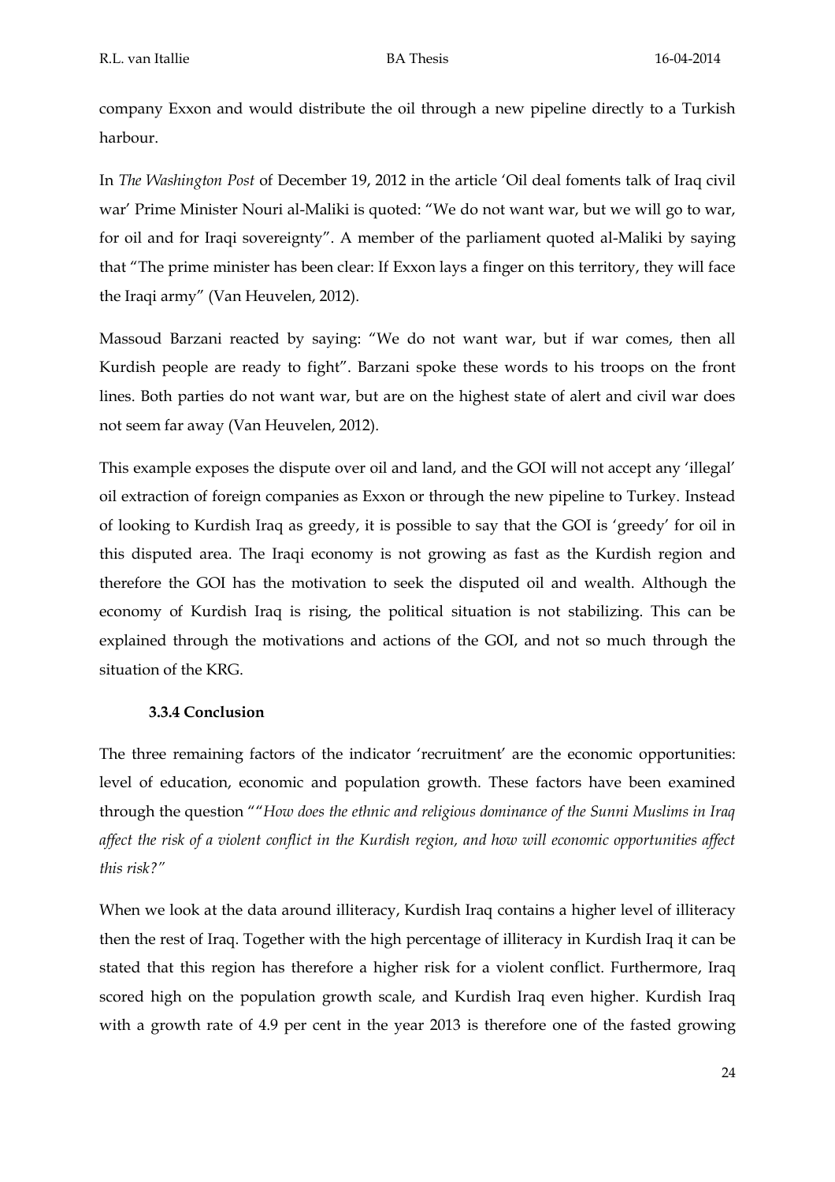company Exxon and would distribute the oil through a new pipeline directly to a Turkish harbour.

In *The Washington Post* of December 19, 2012 in the article 'Oil deal foments talk of Iraq civil war' Prime Minister Nouri al-Maliki is quoted: "We do not want war, but we will go to war, for oil and for Iraqi sovereignty". A member of the parliament quoted al-Maliki by saying that "The prime minister has been clear: If Exxon lays a finger on this territory, they will face the Iraqi army" (Van Heuvelen, 2012).

Massoud Barzani reacted by saying: "We do not want war, but if war comes, then all Kurdish people are ready to fight". Barzani spoke these words to his troops on the front lines. Both parties do not want war, but are on the highest state of alert and civil war does not seem far away (Van Heuvelen, 2012).

This example exposes the dispute over oil and land, and the GOI will not accept any 'illegal' oil extraction of foreign companies as Exxon or through the new pipeline to Turkey. Instead of looking to Kurdish Iraq as greedy, it is possible to say that the GOI is 'greedy' for oil in this disputed area. The Iraqi economy is not growing as fast as the Kurdish region and therefore the GOI has the motivation to seek the disputed oil and wealth. Although the economy of Kurdish Iraq is rising, the political situation is not stabilizing. This can be explained through the motivations and actions of the GOI, and not so much through the situation of the KRG.

#### 3.3.4 Conclusion

The three remaining factors of the indicator 'recruitment' are the economic opportunities: level of education, economic and population growth. These factors have been examined through the question "*"How does the ethnic and religious dominance of the Sunni Muslims in Iraq affect the risk of a violent conflict in the Kurdish region, and how will economic opportunities affect this risk?"*

When we look at the data around illiteracy, Kurdish Iraq contains a higher level of illiteracy then the rest of Iraq. Together with the high percentage of illiteracy in Kurdish Iraq it can be stated that this region has therefore a higher risk for a violent conflict. Furthermore, Iraq scored high on the population growth scale, and Kurdish Iraq even higher. Kurdish Iraq with a growth rate of 4.9 per cent in the year 2013 is therefore one of the fasted growing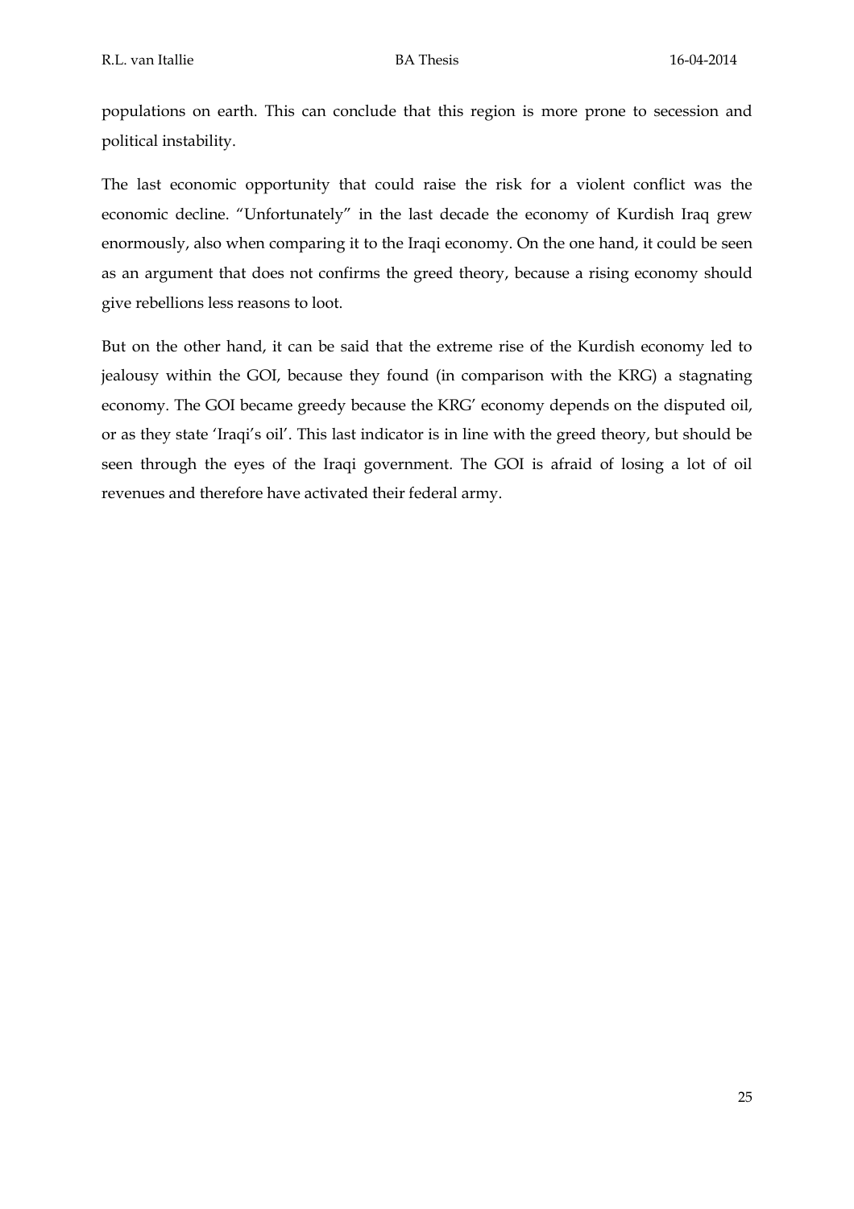populations on earth. This can conclude that this region is more prone to secession and political instability.

The last economic opportunity that could raise the risk for a violent conflict was the economic decline. "Unfortunately" in the last decade the economy of Kurdish Iraq grew enormously, also when comparing it to the Iraqi economy. On the one hand, it could be seen as an argument that does not confirms the greed theory, because a rising economy should give rebellions less reasons to loot.

But on the other hand, it can be said that the extreme rise of the Kurdish economy led to jealousy within the GOI, because they found (in comparison with the KRG) a stagnating economy. The GOI became greedy because the KRG' economy depends on the disputed oil, or as they state 'Iraqi's oil'. This last indicator is in line with the greed theory, but should be seen through the eyes of the Iraqi government. The GOI is afraid of losing a lot of oil revenues and therefore have activated their federal army.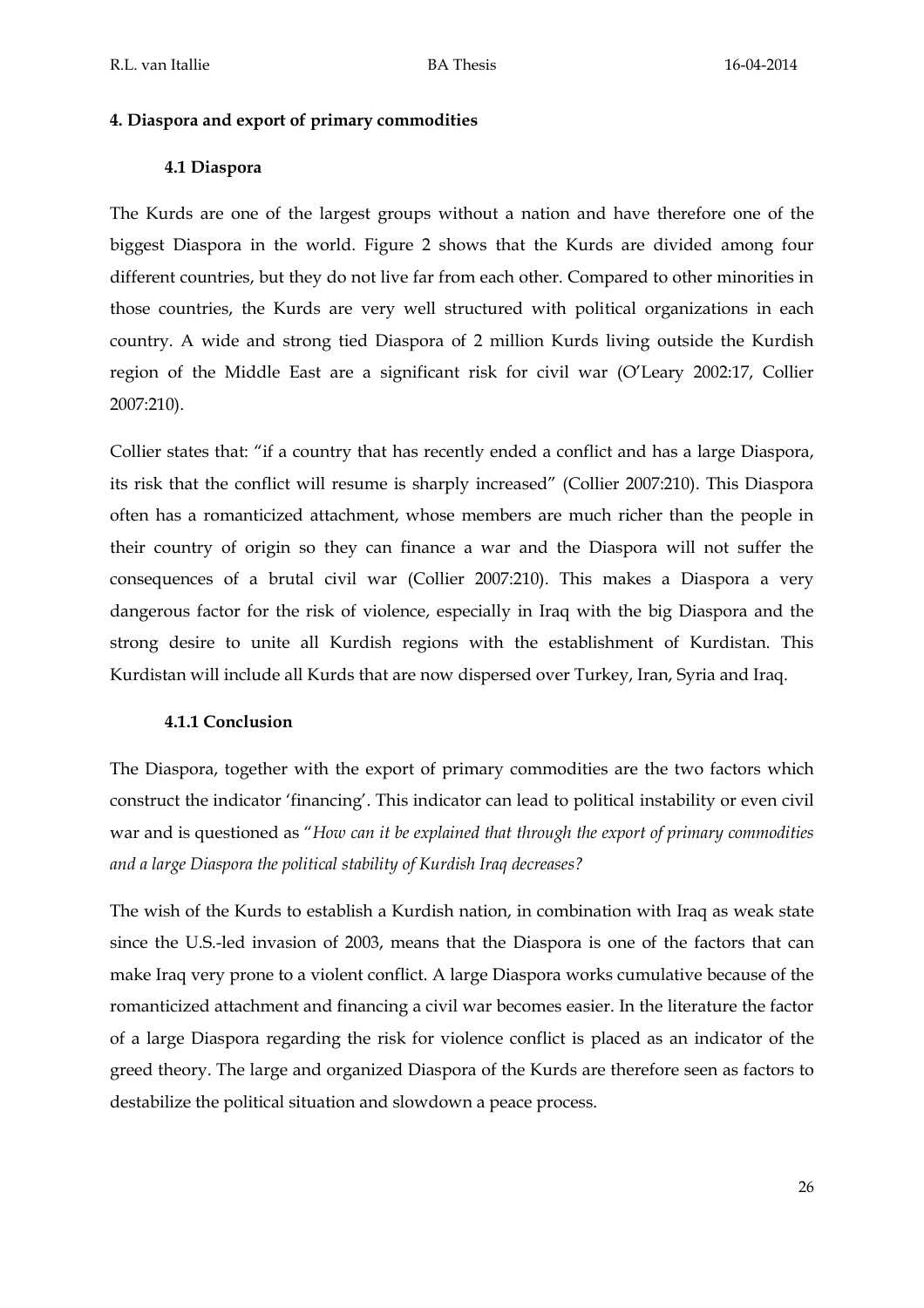## 4. Diaspora and export of primary commodities

### 4.1 Diaspora

The Kurds are one of the largest groups without a nation and have therefore one of the biggest Diaspora in the world. Figure 2 shows that the Kurds are divided among four different countries, but they do not live far from each other. Compared to other minorities in those countries, the Kurds are very well structured with political organizations in each country. A wide and strong tied Diaspora of 2 million Kurds living outside the Kurdish region of the Middle East are a significant risk for civil war (O'Leary 2002:17, Collier 2007:210).

Collier states that: "if a country that has recently ended a conflict and has a large Diaspora, its risk that the conflict will resume is sharply increased" (Collier 2007:210). This Diaspora often has a romanticized attachment, whose members are much richer than the people in their country of origin so they can finance a war and the Diaspora will not suffer the consequences of a brutal civil war (Collier 2007:210). This makes a Diaspora a very dangerous factor for the risk of violence, especially in Iraq with the big Diaspora and the strong desire to unite all Kurdish regions with the establishment of Kurdistan. This Kurdistan will include all Kurds that are now dispersed over Turkey, Iran, Syria and Iraq.

#### 4.1.1 Conclusion

The Diaspora, together with the export of primary commodities are the two factors which construct the indicator 'financing'. This indicator can lead to political instability or even civil war and is questioned as "*How can it be explained that through the export of primary commodities and a large Diaspora the political stability of Kurdish Iraq decreases?*

The wish of the Kurds to establish a Kurdish nation, in combination with Iraq as weak state since the U.S.-led invasion of 2003, means that the Diaspora is one of the factors that can make Iraq very prone to a violent conflict. A large Diaspora works cumulative because of the romanticized attachment and financing a civil war becomes easier. In the literature the factor of a large Diaspora regarding the risk for violence conflict is placed as an indicator of the greed theory. The large and organized Diaspora of the Kurds are therefore seen as factors to destabilize the political situation and slowdown a peace process.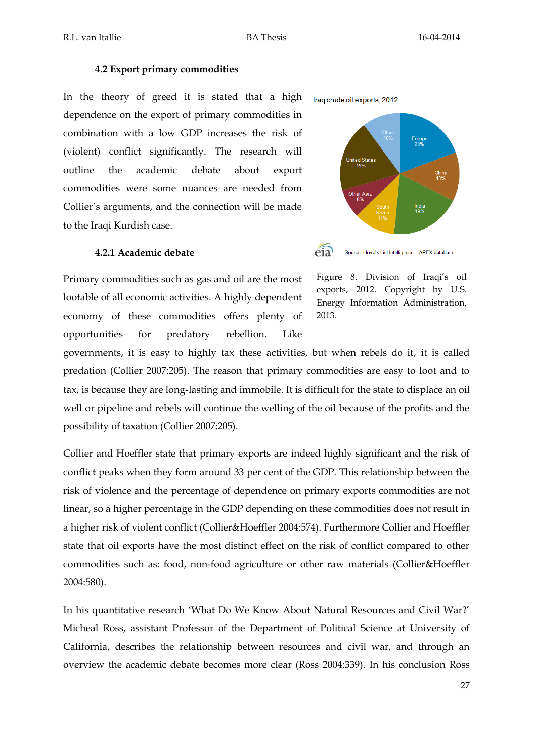### 4.2 Export primary commodities

In the theory of greed it is stated that a high dependence on the export of primary commodities in combination with a low GDP increases the risk of (violent) conflict significantly. The research will outline the academic debate about export commodities were some nuances are needed from Collier's arguments, and the connection will be made to the Iraqi Kurdish case.

Figure 8. Division of Iraqi's oil exports, 2012. Copyright by U.S. Energy Information Administration, 2013.

#### 4.2.1 Academic debate

Primary commodities such as gas and oil are the most lootable of all economic activities. A highly dependent economy of these commodities offers plenty of opportunities for predatory rebellion. Like governments, it is easy to highly tax these activities, but when rebels do it, it is called predation (Collier 2007:205). The reason that primary commodities are easy to loot and to tax, is because they are long-lasting and immobile. It is difficult for the state to displace an oil well or pipeline and rebels will continue the welling of the oil because of the profits and the possibility of taxation (Collier 2007:205).

Collier and Hoeffler state that primary exports are indeed highly significant and the risk of conflict peaks when they form around 33 per cent of the GDP. This relationship between the risk of violence and the percentage of dependence on primary exports commodities are not linear, so a higher percentage in the GDP depending on these commodities does not result in a higher risk of violent conflict (Collier&Hoeffler 2004:574). Furthermore Collier and Hoeffler state that oil exports have the most distinct effect on the risk of conflict compared to other commodities such as: food, non-food agriculture or other raw materials (Collier&Hoeffler 2004:580).

In his quantitative research 'What Do We Know About Natural Resources and Civil War?' Micheal Ross, assistant Professor of the Department of Political Science at University of California, describes the relationship between resources and civil war, and through an overview the academic debate becomes more clear (Ross 2004:339). In his conclusion Ross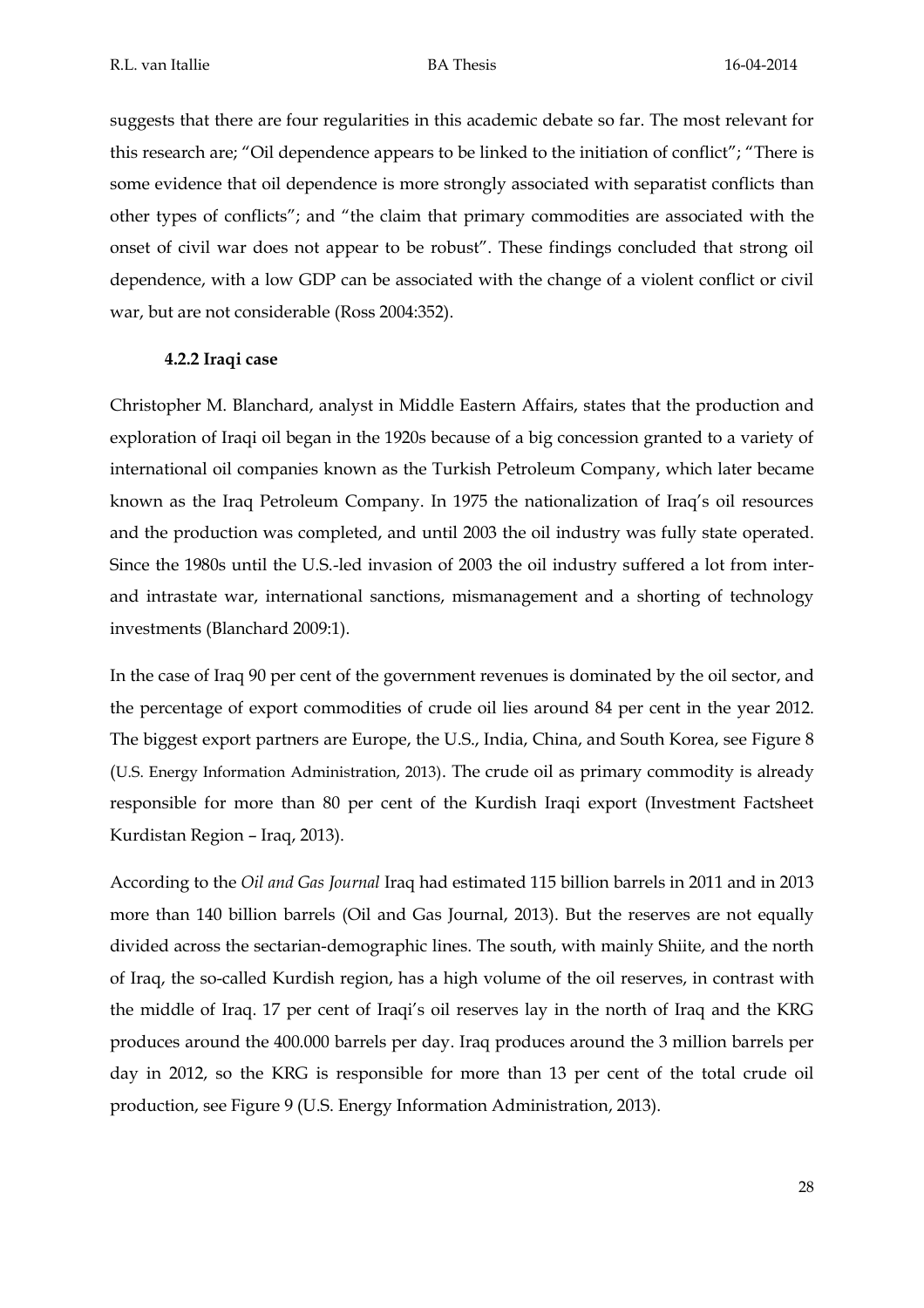suggests that there are four regularities in this academic debate so far. The most relevant for this research are; "Oil dependence appears to be linked to the initiation of conflict"; "There is some evidence that oil dependence is more strongly associated with separatist conflicts than other types of conflicts"; and "the claim that primary commodities are associated with the onset of civil war does not appear to be robust". These findings concluded that strong oil dependence, with a low GDP can be associated with the change of a violent conflict or civil war, but are not considerable (Ross 2004:352).

### 4.2.2 Iraqi case

Christopher M. Blanchard, analyst in Middle Eastern Affairs, states that the production and exploration of Iraqi oil began in the 1920s because of a big concession granted to a variety of international oil companies known as the Turkish Petroleum Company, which later became known as the Iraq Petroleum Company. In 1975 the nationalization of Iraq's oil resources and the production was completed, and until 2003 the oil industry was fully state operated. Since the 1980s until the U.S.-led invasion of 2003 the oil industry suffered a lot from inter- and intrastate war, international sanctions, mismanagement and a shorting of technology investments (Blanchard 2009:1).

In the case of Iraq 90 per cent of the government revenues is dominated by the oil sector, and the percentage of export commodities of crude oil lies around 84 per cent in the year 2012. The biggest export partners are Europe, the U.S., India, China, and South Korea, see Figure 8 (U.S. Energy Information Administration, 2013). The crude oil as primary commodity is already responsible for more than 80 per cent of the Kurdish Iraqi export (Investment Factsheet Kurdistan Region – Iraq, 2013).

According to the *Oil and Gas Journal* Iraq had estimated 115 billion barrels in 2011 and in 2013 more than 140 billion barrels (Oil and Gas Journal, 2013). But the reserves are not equally divided across the sectarian-demographic lines. The south, with mainly Shiite, and the north of Iraq, the so-called Kurdish region, has a high volume of the oil reserves, in contrast with the middle of Iraq. 17 per cent of Iraqi's oil reserves lay in the north of Iraq and the KRG produces around the 400.000 barrels per day. Iraq produces around the 3 million barrels per day in 2012, so the KRG is responsible for more than 13 per cent of the total crude oil production, see Figure 9 (U.S. Energy Information Administration, 2013).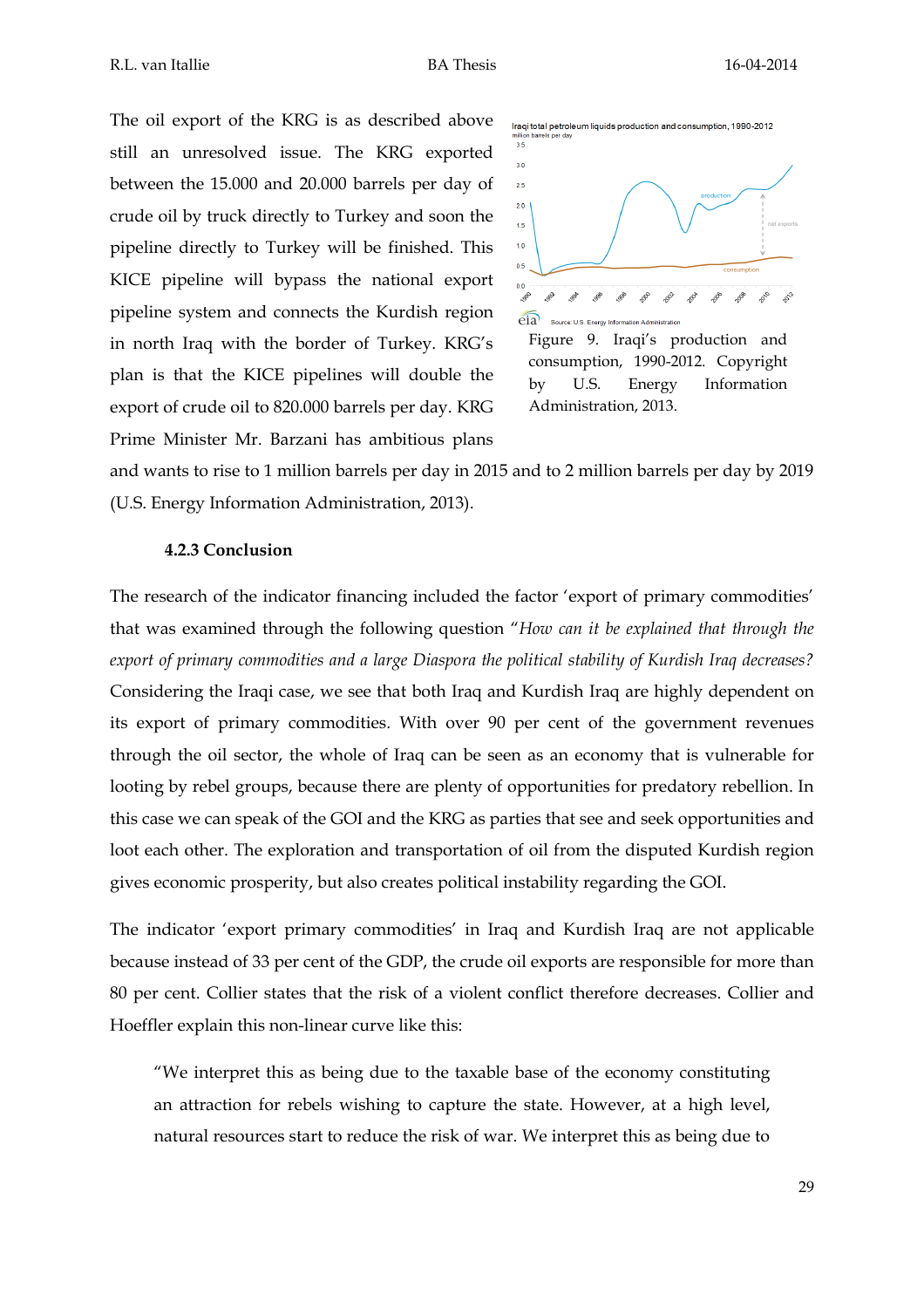The oil export of the KRG is as described above still an unresolved issue. The KRG exported between the 15.000 and 20.000 barrels per day of crude oil by truck directly to Turkey and soon the pipeline directly to Turkey will be finished. This KICE pipeline will bypass the national export pipeline system and connects the Kurdish region in north Iraq with the border of Turkey. KRG's plan is that the KICE pipelines will double the export of crude oil to 820.000 barrels per day. KRG Prime Minister Mr. Barzani has ambitious plans and wants to rise to 1 million barrels per day in 2015 and to 2 million barrels per day by 2019 (U.S. Energy Information Administration, 2013).

Figure 9. Iraqi's production and consumption, 1990-2012. Copyright by U.S. Energy Information Administration, 2013.

### 4.2.3 Conclusion

The research of the indicator financing included the factor 'export of primary commodities' that was examined through the following question "*How can it be explained that through the export of primary commodities and a large Diaspora the political stability of Kurdish Iraq decreases?* Considering the Iraqi case, we see that both Iraq and Kurdish Iraq are highly dependent on its export of primary commodities. With over 90 per cent of the government revenues through the oil sector, the whole of Iraq can be seen as an economy that is vulnerable for looting by rebel groups, because there are plenty of opportunities for predatory rebellion. In this case we can speak of the GOI and the KRG as parties that see and seek opportunities and loot each other. The exploration and transportation of oil from the disputed Kurdish region gives economic prosperity, but also creates political instability regarding the GOI.

The indicator 'export primary commodities' in Iraq and Kurdish Iraq are not applicable because instead of 33 per cent of the GDP, the crude oil exports are responsible for more than 80 per cent. Collier states that the risk of a violent conflict therefore decreases. Collier and Hoeffler explain this non-linear curve like this:

> "We interpret this as being due to the taxable base of the economy constituting an attraction for rebels wishing to capture the state. However, at a high level, natural resources start to reduce the risk of war. We interpret this as being due to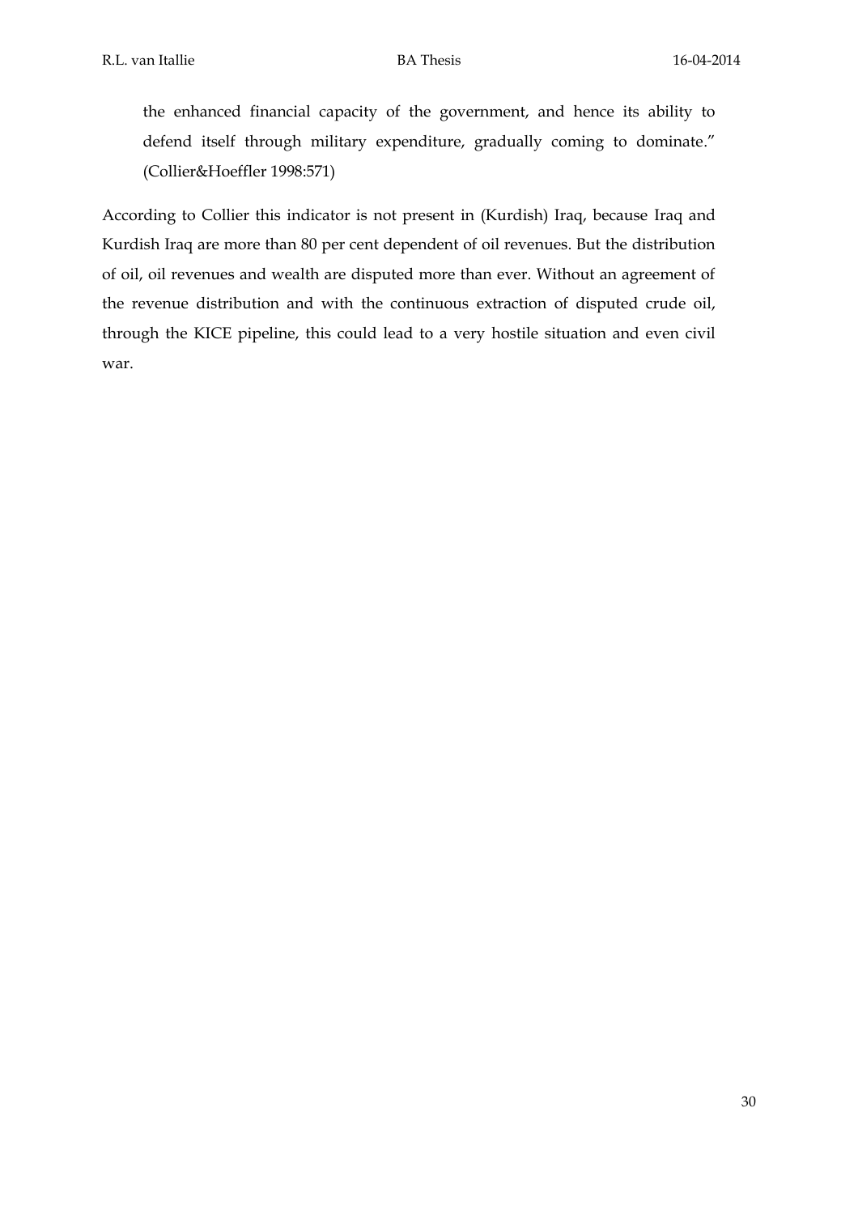> the enhanced financial capacity of the government, and hence its ability to defend itself through military expenditure, gradually coming to dominate." (Collier&Hoeffler 1998:571)

According to Collier this indicator is not present in (Kurdish) Iraq, because Iraq and Kurdish Iraq are more than 80 per cent dependent of oil revenues. But the distribution of oil, oil revenues and wealth are disputed more than ever. Without an agreement of the revenue distribution and with the continuous extraction of disputed crude oil, through the KICE pipeline, this could lead to a very hostile situation and even civil war.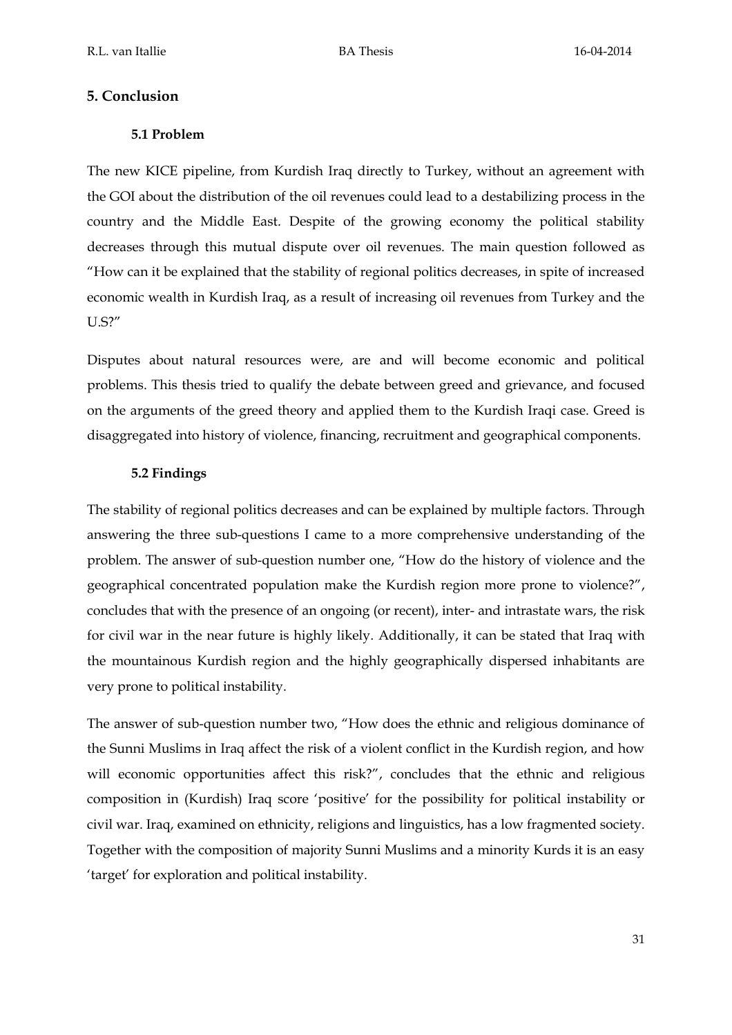## 5. Conclusion

### 5.1 Problem

The new KICE pipeline, from Kurdish Iraq directly to Turkey, without an agreement with the GOI about the distribution of the oil revenues could lead to a destabilizing process in the country and the Middle East. Despite of the growing economy the political stability decreases through this mutual dispute over oil revenues. The main question followed as "How can it be explained that the stability of regional politics decreases, in spite of increased economic wealth in Kurdish Iraq, as a result of increasing oil revenues from Turkey and the U.S?"

Disputes about natural resources were, are and will become economic and political problems. This thesis tried to qualify the debate between greed and grievance, and focused on the arguments of the greed theory and applied them to the Kurdish Iraqi case. Greed is disaggregated into history of violence, financing, recruitment and geographical components.

### 5.2 Findings

The stability of regional politics decreases and can be explained by multiple factors. Through answering the three sub-questions I came to a more comprehensive understanding of the problem. The answer of sub-question number one, "How do the history of violence and the geographical concentrated population make the Kurdish region more prone to violence?", concludes that with the presence of an ongoing (or recent), inter- and intrastate wars, the risk for civil war in the near future is highly likely. Additionally, it can be stated that Iraq with the mountainous Kurdish region and the highly geographically dispersed inhabitants are very prone to political instability.

The answer of sub-question number two, "How does the ethnic and religious dominance of the Sunni Muslims in Iraq affect the risk of a violent conflict in the Kurdish region, and how will economic opportunities affect this risk?", concludes that the ethnic and religious composition in (Kurdish) Iraq score 'positive' for the possibility for political instability or civil war. Iraq, examined on ethnicity, religions and linguistics, has a low fragmented society. Together with the composition of majority Sunni Muslims and a minority Kurds it is an easy 'target' for exploration and political instability.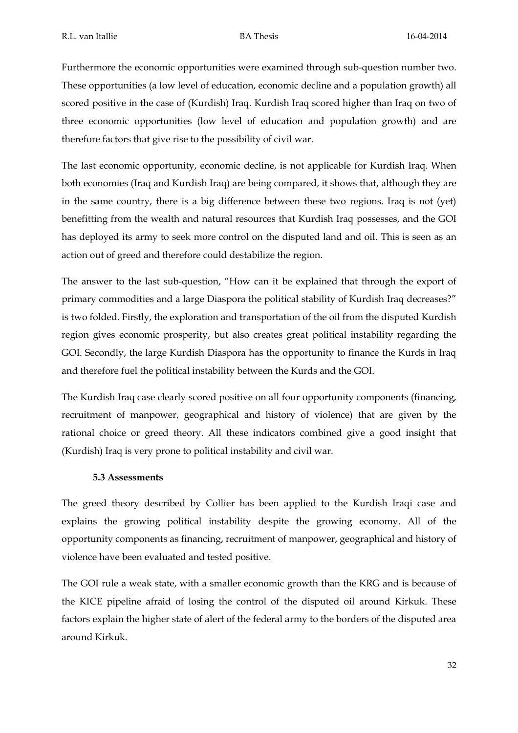Furthermore the economic opportunities were examined through sub-question number two. These opportunities (a low level of education, economic decline and a population growth) all scored positive in the case of (Kurdish) Iraq. Kurdish Iraq scored higher than Iraq on two of three economic opportunities (low level of education and population growth) and are therefore factors that give rise to the possibility of civil war.

The last economic opportunity, economic decline, is not applicable for Kurdish Iraq. When both economies (Iraq and Kurdish Iraq) are being compared, it shows that, although they are in the same country, there is a big difference between these two regions. Iraq is not (yet) benefitting from the wealth and natural resources that Kurdish Iraq possesses, and the GOI has deployed its army to seek more control on the disputed land and oil. This is seen as an action out of greed and therefore could destabilize the region.

The answer to the last sub-question, "How can it be explained that through the export of primary commodities and a large Diaspora the political stability of Kurdish Iraq decreases?" is two folded. Firstly, the exploration and transportation of the oil from the disputed Kurdish region gives economic prosperity, but also creates great political instability regarding the GOI. Secondly, the large Kurdish Diaspora has the opportunity to finance the Kurds in Iraq and therefore fuel the political instability between the Kurds and the GOI.

The Kurdish Iraq case clearly scored positive on all four opportunity components (financing, recruitment of manpower, geographical and history of violence) that are given by the rational choice or greed theory. All these indicators combined give a good insight that (Kurdish) Iraq is very prone to political instability and civil war.

### 5.3 Assessments

The greed theory described by Collier has been applied to the Kurdish Iraqi case and explains the growing political instability despite the growing economy. All of the opportunity components as financing, recruitment of manpower, geographical and history of violence have been evaluated and tested positive.

The GOI rule a weak state, with a smaller economic growth than the KRG and is because of the KICE pipeline afraid of losing the control of the disputed oil around Kirkuk. These factors explain the higher state of alert of the federal army to the borders of the disputed area around Kirkuk.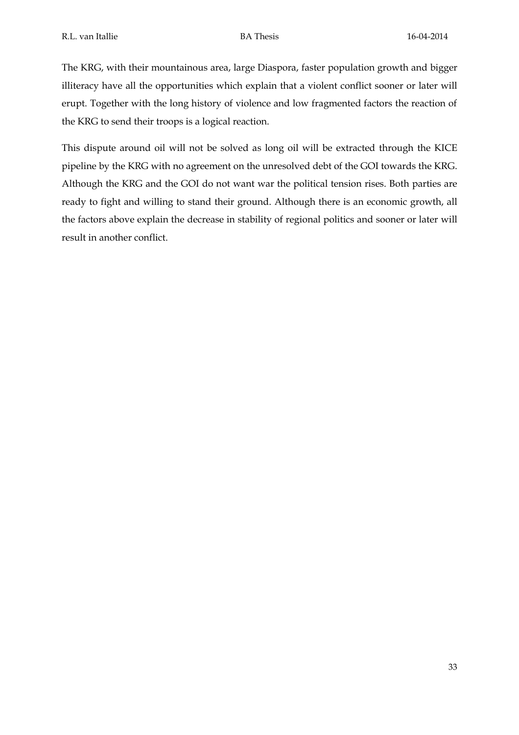The KRG, with their mountainous area, large Diaspora, faster population growth and bigger illiteracy have all the opportunities which explain that a violent conflict sooner or later will erupt. Together with the long history of violence and low fragmented factors the reaction of the KRG to send their troops is a logical reaction.

This dispute around oil will not be solved as long oil will be extracted through the KICE pipeline by the KRG with no agreement on the unresolved debt of the GOI towards the KRG. Although the KRG and the GOI do not want war the political tension rises. Both parties are ready to fight and willing to stand their ground. Although there is an economic growth, all the factors above explain the decrease in stability of regional politics and sooner or later will result in another conflict.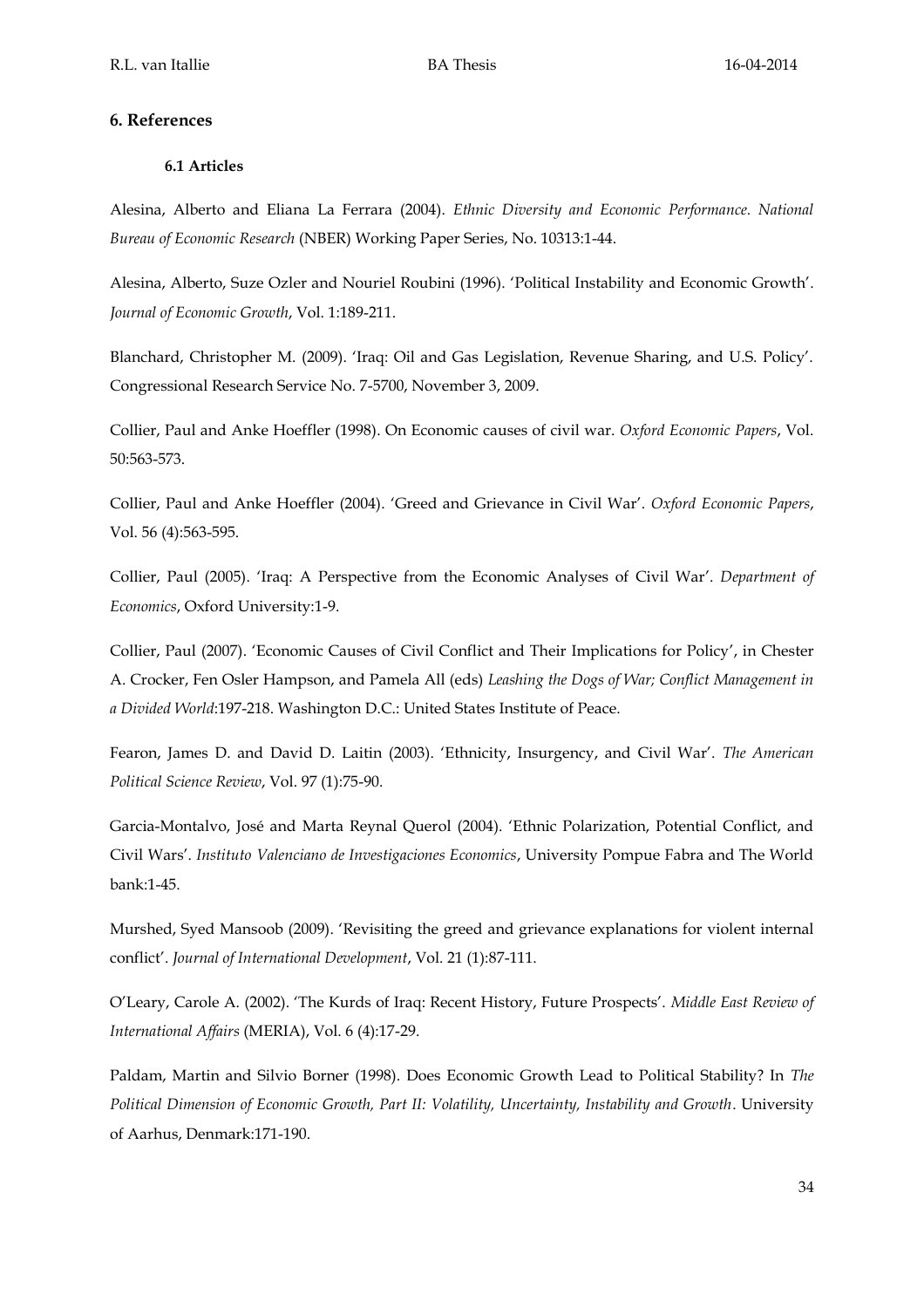## 6. References

### 6.1 Articles

Alesina, Alberto and Eliana La Ferrara (2004). *Ethnic Diversity and Economic Performance. National Bureau of Economic Research* (NBER) Working Paper Series, No. 10313:1-44.

Alesina, Alberto, Suze Ozler and Nouriel Roubini (1996). 'Political Instability and Economic Growth'. *Journal of Economic Growth*, Vol. 1:189-211.

Blanchard, Christopher M. (2009). 'Iraq: Oil and Gas Legislation, Revenue Sharing, and U.S. Policy'. Congressional Research Service No. 7-5700, November 3, 2009.

Collier, Paul and Anke Hoeffler (1998). On Economic causes of civil war. *Oxford Economic Papers*, Vol. 50:563-573.

Collier, Paul and Anke Hoeffler (2004). 'Greed and Grievance in Civil War'. *Oxford Economic Papers*, Vol. 56 (4):563-595.

Collier, Paul (2005). 'Iraq: A Perspective from the Economic Analyses of Civil War'. *Department of Economics*, Oxford University:1-9.

Collier, Paul (2007). 'Economic Causes of Civil Conflict and Their Implications for Policy', in Chester A. Crocker, Fen Osler Hampson, and Pamela All (eds) *Leashing the Dogs of War; Conflict Management in a Divided World*:197-218. Washington D.C.: United States Institute of Peace.

Fearon, James D. and David D. Laitin (2003). 'Ethnicity, Insurgency, and Civil War'. *The American Political Science Review*, Vol. 97 (1):75-90.

Garcia-Montalvo, José and Marta Reynal Querol (2004). 'Ethnic Polarization, Potential Conflict, and Civil Wars'. *Instituto Valenciano de Investigaciones Economics*, University Pompue Fabra and The World bank:1-45.

Murshed, Syed Mansoob (2009). 'Revisiting the greed and grievance explanations for violent internal conflict'. *Journal of International Development*, Vol. 21 (1):87-111.

O'Leary, Carole A. (2002). 'The Kurds of Iraq: Recent History, Future Prospects'. *Middle East Review of International Affairs* (MERIA), Vol. 6 (4):17-29.

Paldam, Martin and Silvio Borner (1998). Does Economic Growth Lead to Political Stability? In *The Political Dimension of Economic Growth, Part II: Volatility, Uncertainty, Instability and Growth*. University of Aarhus, Denmark:171-190.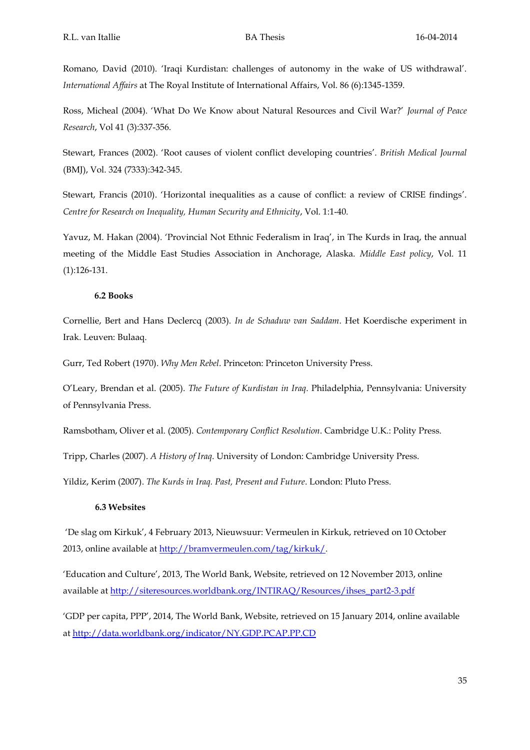Romano, David (2010). ‘Iraqi Kurdistan: challenges of autonomy in the wake of US withdrawal’. *International Affairs* at The Royal Institute of International Affairs, Vol. 86 (6):1345-1359.

Ross, Micheal (2004). ‘What Do We Know about Natural Resources and Civil War?’ *Journal of Peace Research*, Vol 41 (3):337-356.

Stewart, Frances (2002). ‘Root causes of violent conflict developing countries’. *British Medical Journal* (BMJ), Vol. 324 (7333):342-345.

Stewart, Francis (2010). ‘Horizontal inequalities as a cause of conflict: a review of CRISE findings’. *Centre for Research on Inequality, Human Security and Ethnicity*, Vol. 1:1-40.

Yavuz, M. Hakan (2004). ‘Provincial Not Ethnic Federalism in Iraq’, in The Kurds in Iraq, the annual meeting of the Middle East Studies Association in Anchorage, Alaska. *Middle East policy*, Vol. 11 (1):126-131.

### 6.2 Books

Cornellie, Bert and Hans Declercq (2003). *In de Schaduw van Saddam*. Het Koerdische experiment in Irak. Leuven: Bulaaq.

Gurr, Ted Robert (1970). *Why Men Rebel*. Princeton: Princeton University Press.

O'Leary, Brendan et al. (2005). *The Future of Kurdistan in Iraq*. Philadelphia, Pennsylvania: University of Pennsylvania Press.

Ramsbotham, Oliver et al. (2005). *Contemporary Conflict Resolution*. Cambridge U.K.: Polity Press.

Tripp, Charles (2007). *A History of Iraq*. University of London: Cambridge University Press.

Yildiz, Kerim (2007). *The Kurds in Iraq. Past, Present and Future*. London: Pluto Press.

### 6.3 Websites

‘De slag om Kirkuk’, 4 February 2013, Nieuwsuur: Vermeulen in Kirkuk, retrieved on 10 October 2013, online available at [http://bramvermeulen.com/tag/kirkuk/](http://bramvermeulen.com/tag/kirkuk/).

‘Education and Culture’, 2013, The World Bank, Website, retrieved on 12 November 2013, online available at [http://siteresources.worldbank.org/INTIRAQ/Resources/ihses_part2-3.pdf](http://siteresources.worldbank.org/INTIRAQ/Resources/ihses_part2-3.pdf)

‘GDP per capita, PPP’, 2014, The World Bank, Website, retrieved on 15 January 2014, online available at [http://data.worldbank.org/indicator/NY.GDP.PCAP.PP.CD](http://data.worldbank.org/indicator/NY.GDP.PCAP.PP.CD)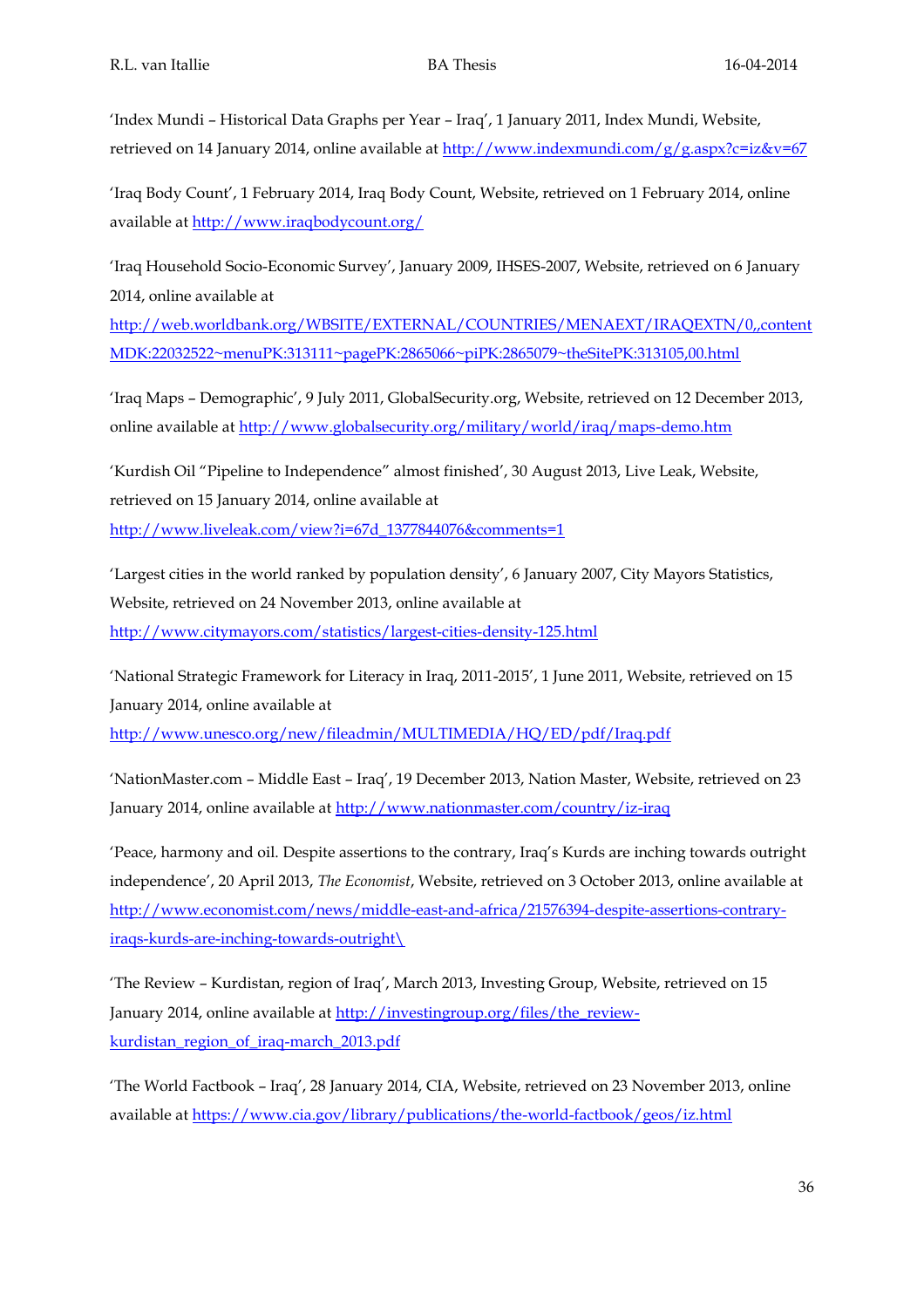'Index Mundi – Historical Data Graphs per Year – Iraq', 1 January 2011, Index Mundi, Website, retrieved on 14 January 2014, online available at http://www.indexmundi.com/g/g.aspx?c=iz&v=67

'Iraq Body Count', 1 February 2014, Iraq Body Count, Website, retrieved on 1 February 2014, online available at http://www.iraqbodycount.org/

'Iraq Household Socio-Economic Survey', January 2009, IHSES-2007, Website, retrieved on 6 January 2014, online available at http://web.worldbank.org/WBSITE/EXTERNAL/COUNTRIES/MENAEXT/IRAQEXTN/0,,contentMDK:22032522~menuPK:313111~pagePK:2865066~piPK:2865079~theSitePK:313105,00.html

'Iraq Maps – Demographic', 9 July 2011, GlobalSecurity.org, Website, retrieved on 12 December 2013, online available at http://www.globalsecurity.org/military/world/iraq/maps-demo.htm

'Kurdish Oil "Pipeline to Independence" almost finished', 30 August 2013, Live Leak, Website, retrieved on 15 January 2014, online available at http://www.liveleak.com/view?i=67d_1377844076&comments=1

'Largest cities in the world ranked by population density', 6 January 2007, City Mayors Statistics, Website, retrieved on 24 November 2013, online available at http://www.citymayors.com/statistics/largest-cities-density-125.html

'National Strategic Framework for Literacy in Iraq, 2011-2015', 1 June 2011, Website, retrieved on 15 January 2014, online available at http://www.unesco.org/new/fileadmin/MULTIMEDIA/HQ/ED/pdf/Iraq.pdf

'NationMaster.com – Middle East – Iraq', 19 December 2013, Nation Master, Website, retrieved on 23 January 2014, online available at http://www.nationmaster.com/country/iz-iraq

'Peace, harmony and oil. Despite assertions to the contrary, Iraq's Kurds are inching towards outright independence', 20 April 2013, *The Economist*, Website, retrieved on 3 October 2013, online available at http://www.economist.com/news/middle-east-and-africa/21576394-despite-assertions-contrary-iraqs-kurds-are-inching-towards-outright\

'The Review – Kurdistan, region of Iraq', March 2013, Investing Group, Website, retrieved on 15 January 2014, online available at http://investingroup.org/files/the_review-kurdistan_region_of_iraq-march_2013.pdf

'The World Factbook – Iraq', 28 January 2014, CIA, Website, retrieved on 23 November 2013, online available at https://www.cia.gov/library/publications/the-world-factbook/geos/iz.html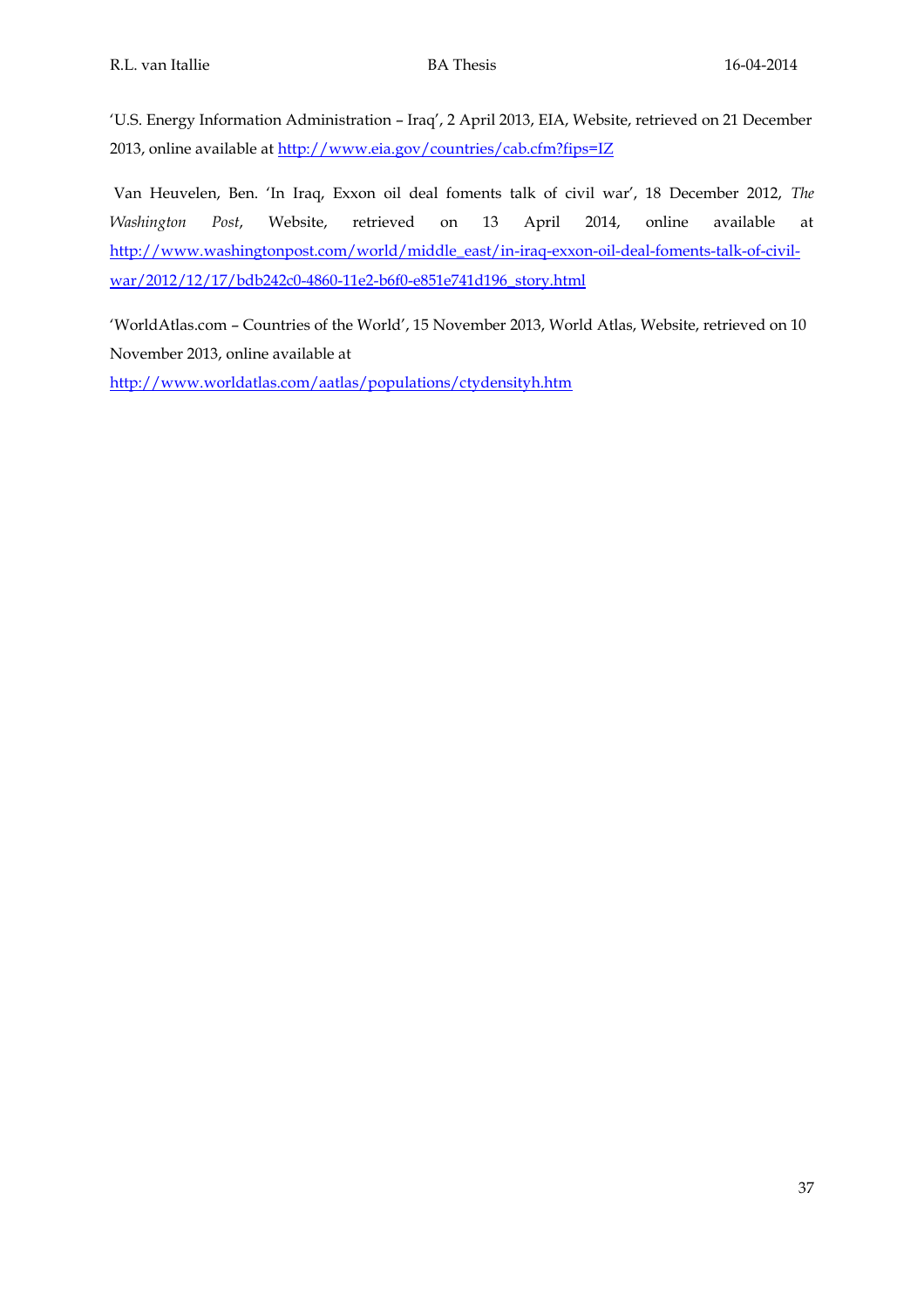'U.S. Energy Information Administration – Iraq', 2 April 2013, EIA, Website, retrieved on 21 December 2013, online available at http://www.eia.gov/countries/cab.cfm?fips=IZ

Van Heuvelen, Ben. 'In Iraq, Exxon oil deal foments talk of civil war', 18 December 2012, *The Washington Post*, Website, retrieved on 13 April 2014, online available at http://www.washingtonpost.com/world/middle_east/in-iraq-exxon-oil-deal-foments-talk-of-civil-war/2012/12/17/bdb242c0-4860-11e2-b6f0-e851e741d196_story.html

'WorldAtlas.com – Countries of the World', 15 November 2013, World Atlas, Website, retrieved on 10 November 2013, online available at http://www.worldatlas.com/aatlas/populations/ctydensityh.htm